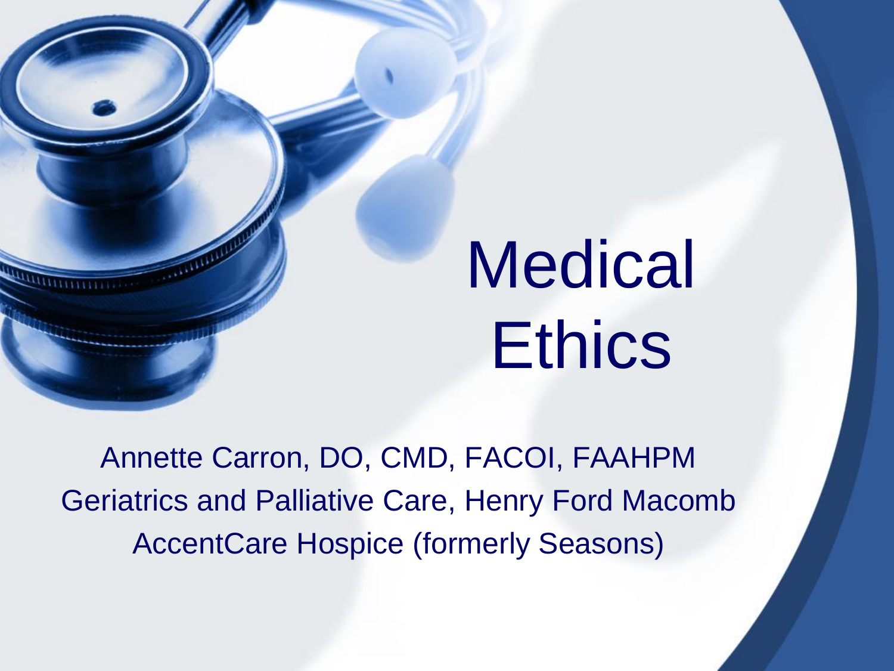# Medical Ethics

Annette Carron, DO, CMD, FACOI, FAAHPM

Geriatrics and Palliative Care, Henry Ford Macomb

AccentCare Hospice (formerly Seasons)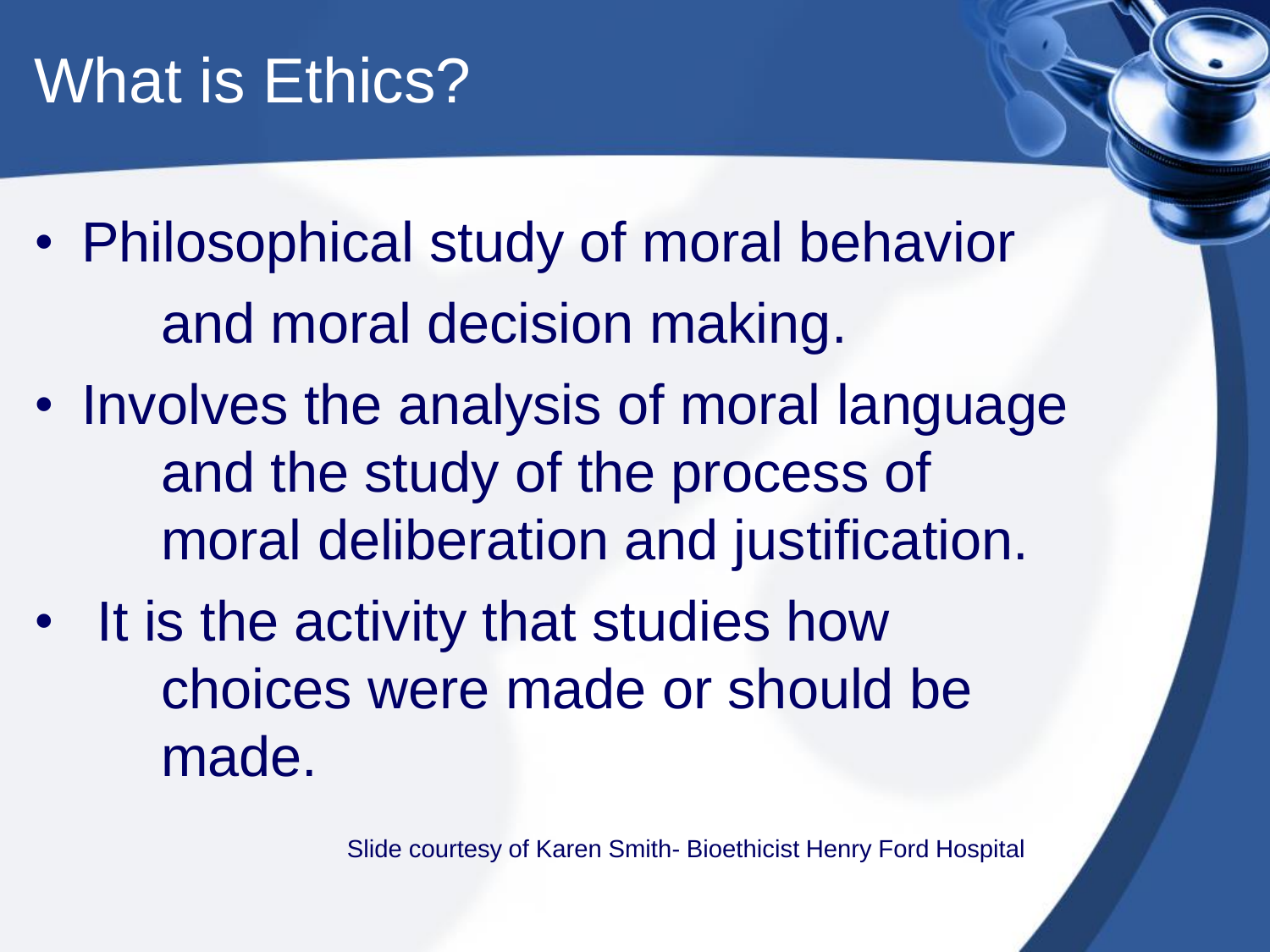# What is Ethics?

- Philosophical study of moral behavior and moral decision making.
- Involves the analysis of moral language and the study of the process of moral deliberation and justification.
- It is the activity that studies how choices were made or should be made.

Slide courtesy of Karen Smith- Bioethicist Henry Ford Hospital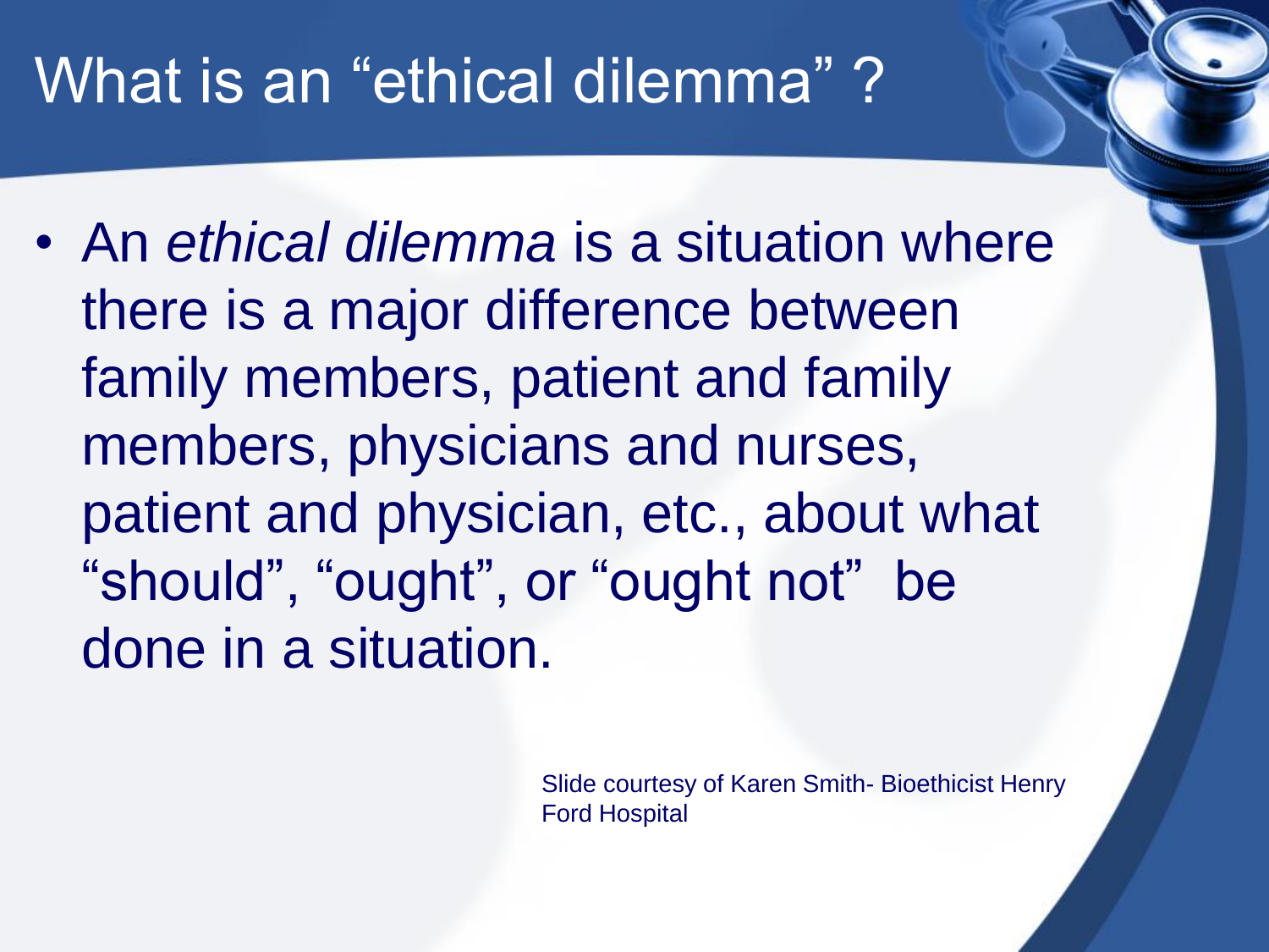# What is an "ethical dilemma" ?

- An *ethical dilemma* is a situation where there is a major difference between family members, patient and family members, physicians and nurses, patient and physician, etc., about what "should", "ought", or "ought not" be done in a situation.

Slide courtesy of Karen Smith- Bioethicist Henry Ford Hospital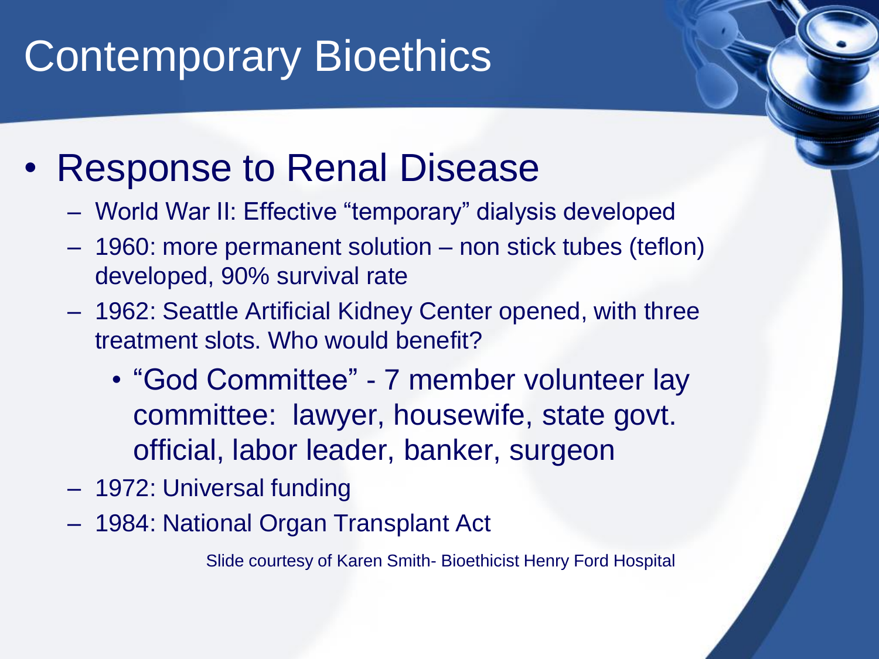# Contemporary Bioethics

- Response to Renal Disease
  - World War II: Effective "temporary" dialysis developed
  - 1960: more permanent solution – non stick tubes (teflon) developed, 90% survival rate
  - 1962: Seattle Artificial Kidney Center opened, with three treatment slots. Who would benefit?
    - "God Committee" - 7 member volunteer lay committee: lawyer, housewife, state govt. official, labor leader, banker, surgeon
  - 1972: Universal funding
  - 1984: National Organ Transplant Act

Slide courtesy of Karen Smith- Bioethicist Henry Ford Hospital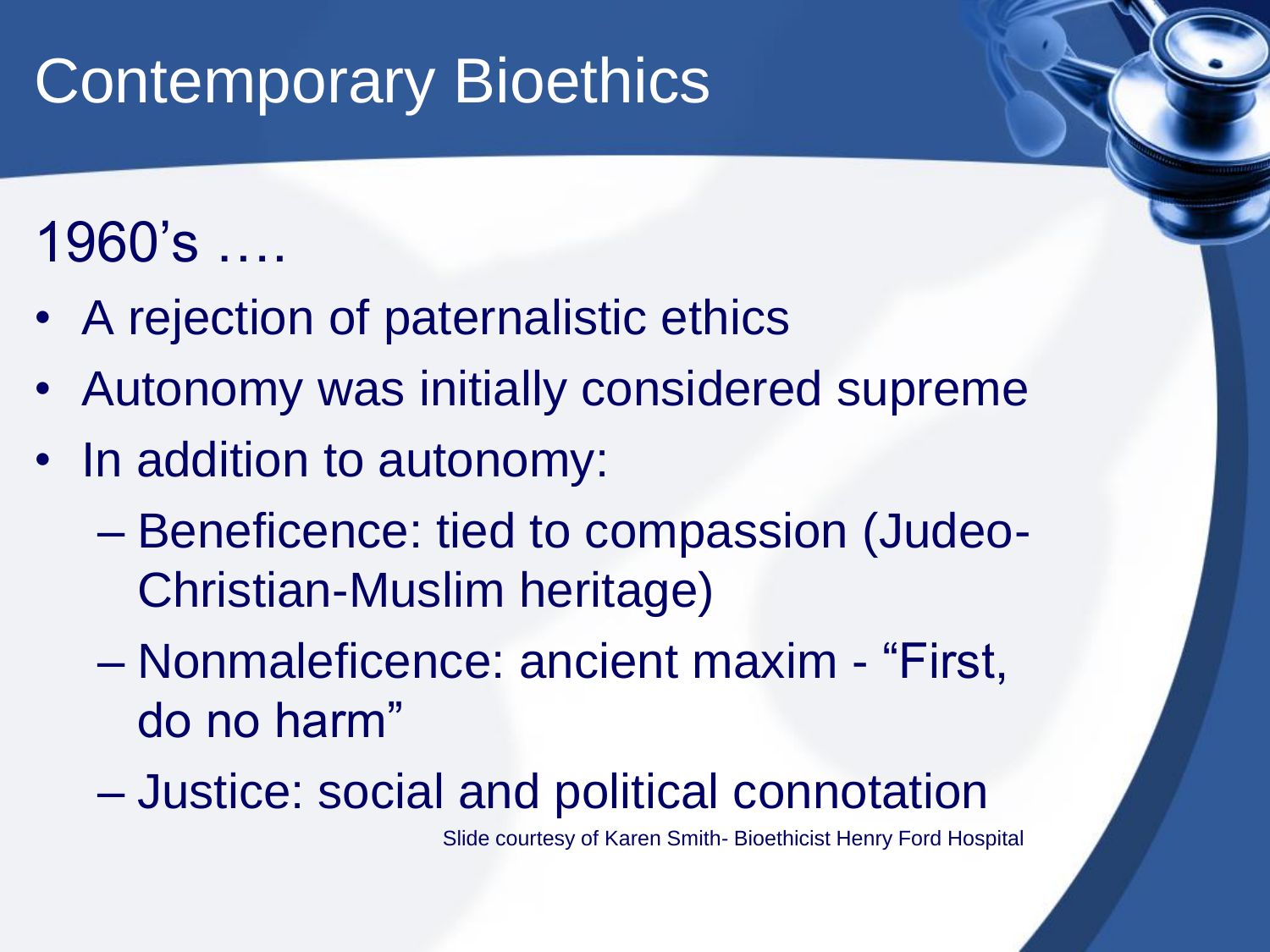# Contemporary Bioethics

1960's ….

- A rejection of paternalistic ethics
- Autonomy was initially considered supreme
- In addition to autonomy:
  - Beneficence: tied to compassion (Judeo-Christian-Muslim heritage)
  - Nonmaleficence: ancient maxim - "First, do no harm"
  - Justice: social and political connotation

Slide courtesy of Karen Smith- Bioethicist Henry Ford Hospital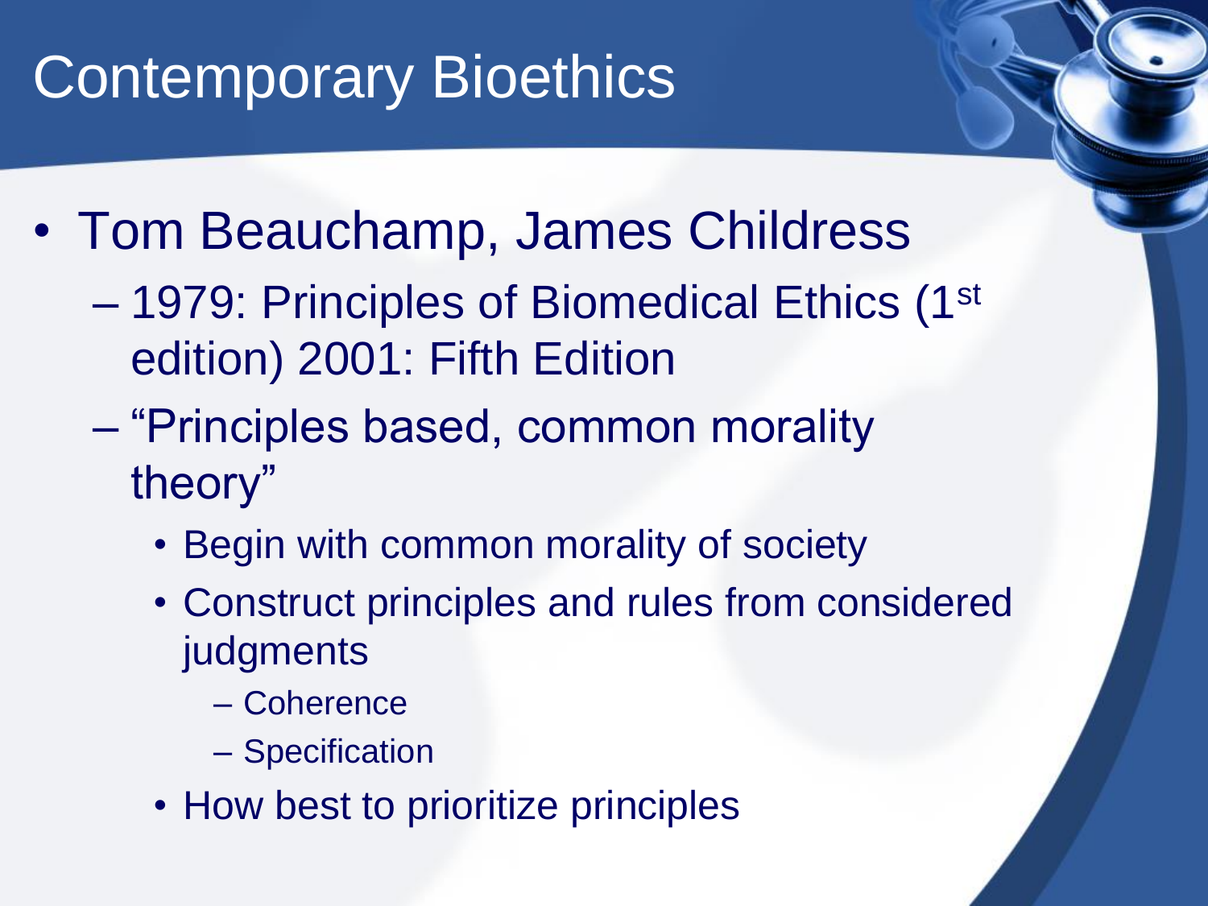# Contemporary Bioethics

- Tom Beauchamp, James Childress
  - 1979: Principles of Biomedical Ethics (1st edition) 2001: Fifth Edition
  - "Principles based, common morality theory"
    - Begin with common morality of society
    - Construct principles and rules from considered judgments
      - Coherence
      - Specification
    - How best to prioritize principles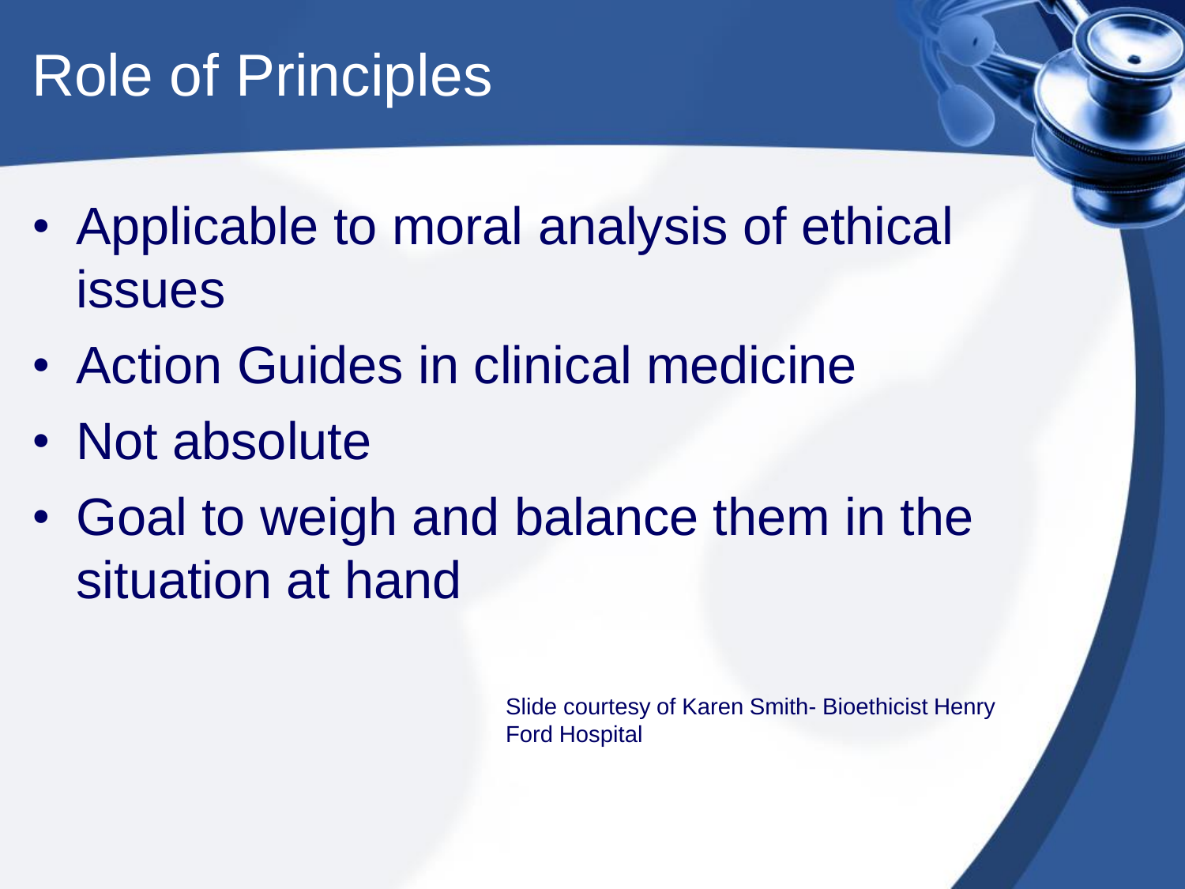# Role of Principles

- Applicable to moral analysis of ethical issues
- Action Guides in clinical medicine
- Not absolute
- Goal to weigh and balance them in the situation at hand

Slide courtesy of Karen Smith- Bioethicist Henry Ford Hospital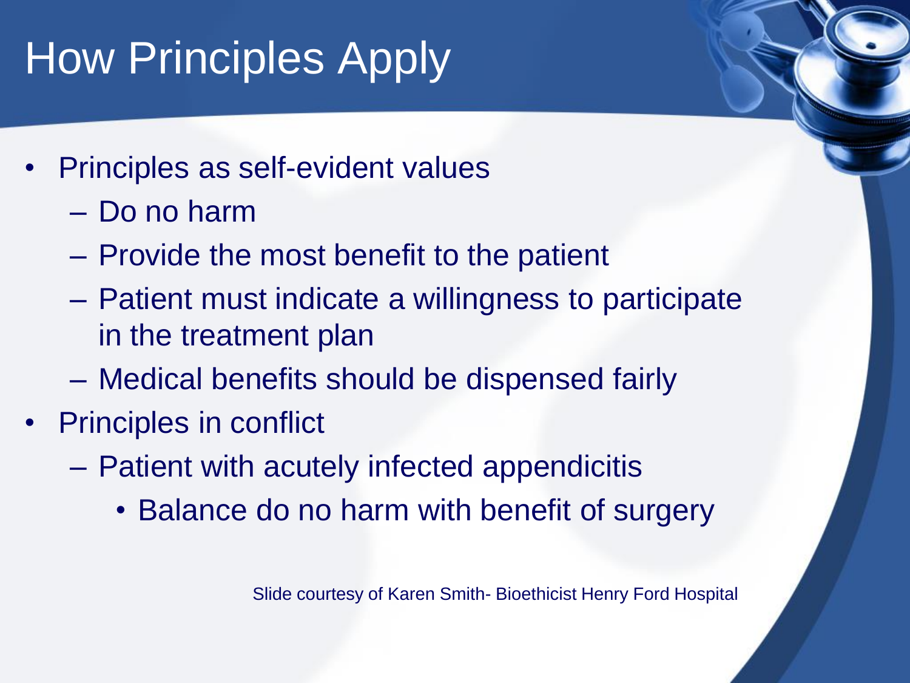# How Principles Apply

- Principles as self-evident values
  - Do no harm
  - Provide the most benefit to the patient
  - Patient must indicate a willingness to participate in the treatment plan
  - Medical benefits should be dispensed fairly
- Principles in conflict
  - Patient with acutely infected appendicitis
    - Balance do no harm with benefit of surgery

Slide courtesy of Karen Smith- Bioethicist Henry Ford Hospital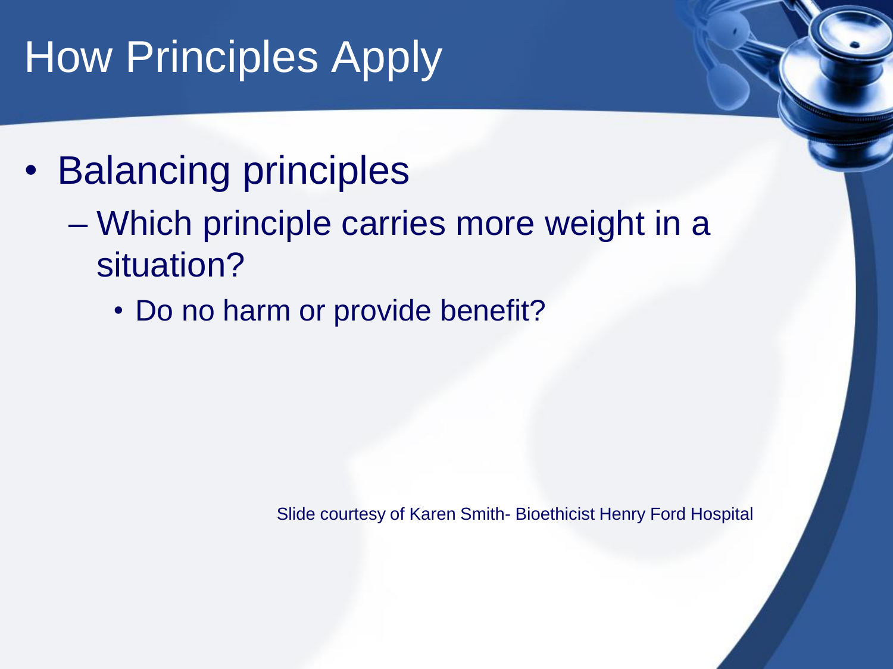# How Principles Apply

- Balancing principles
  - Which principle carries more weight in a situation?
    - Do no harm or provide benefit?

Slide courtesy of Karen Smith- Bioethicist Henry Ford Hospital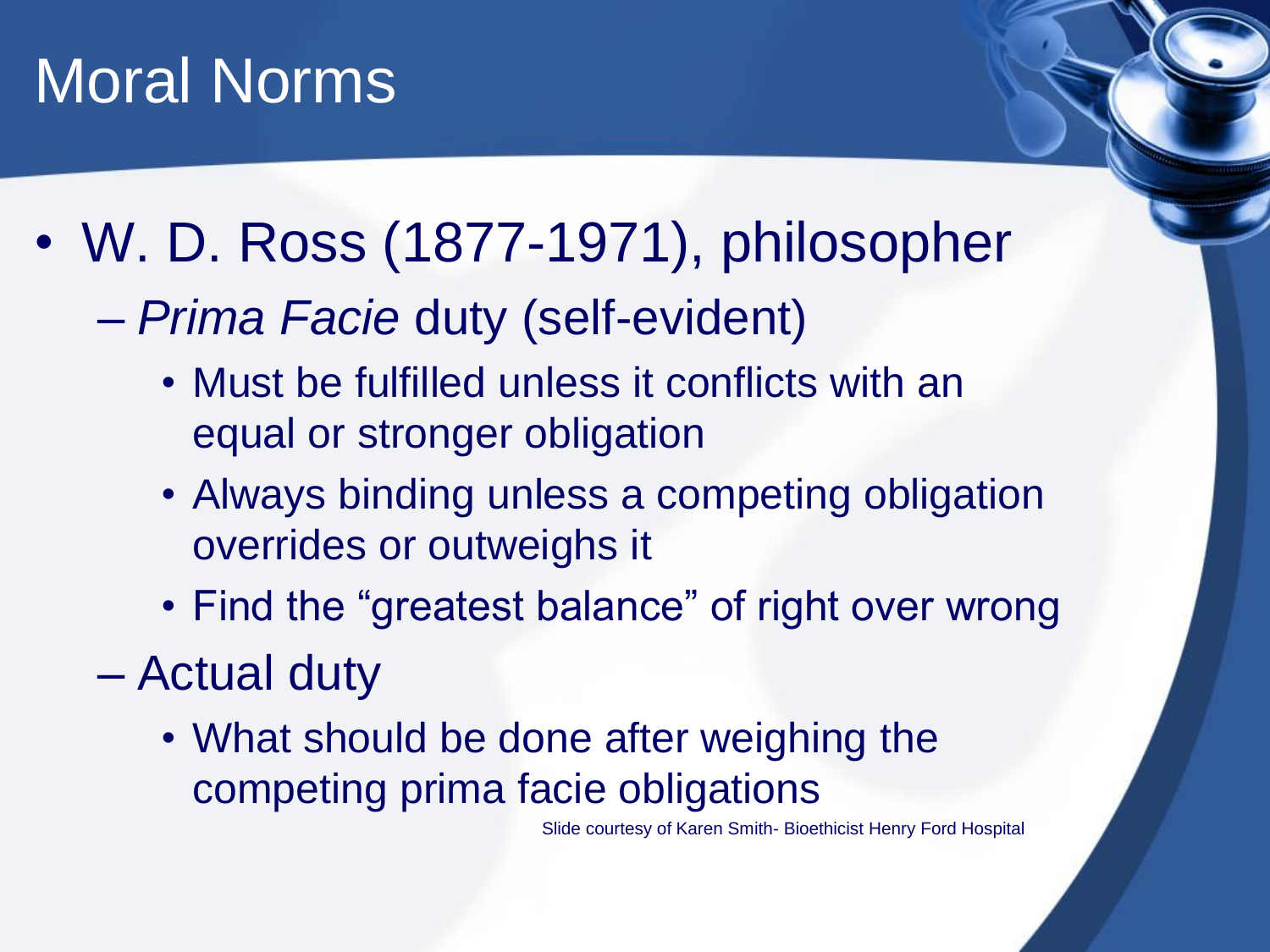# Moral Norms

- W. D. Ross (1877-1971), philosopher
  - *Prima Facie* duty (self-evident)
    - Must be fulfilled unless it conflicts with an equal or stronger obligation
    - Always binding unless a competing obligation overrides or outweighs it
    - Find the "greatest balance" of right over wrong
  - Actual duty
    - What should be done after weighing the competing prima facie obligations

Slide courtesy of Karen Smith- Bioethicist Henry Ford Hospital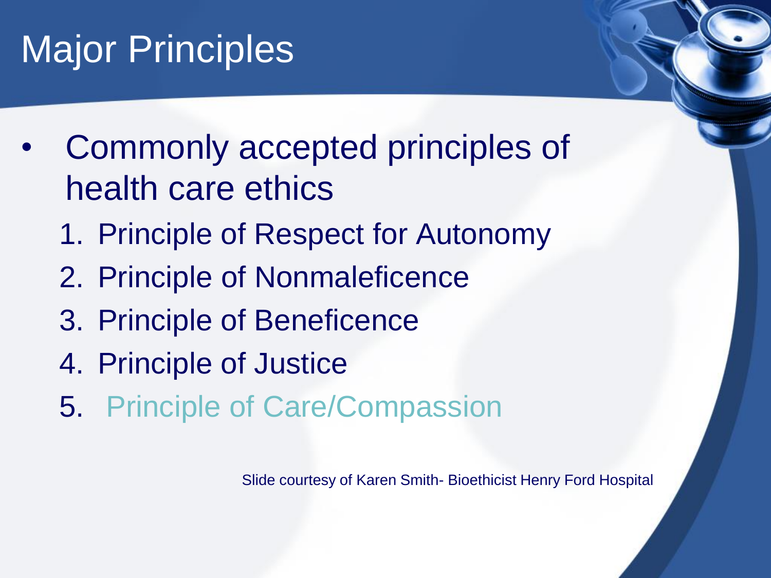# Major Principles

- Commonly accepted principles of health care ethics
  1. Principle of Respect for Autonomy
  2. Principle of Nonmaleficence
  3. Principle of Beneficence
  4. Principle of Justice
  5. Principle of Care/Compassion

Slide courtesy of Karen Smith- Bioethicist Henry Ford Hospital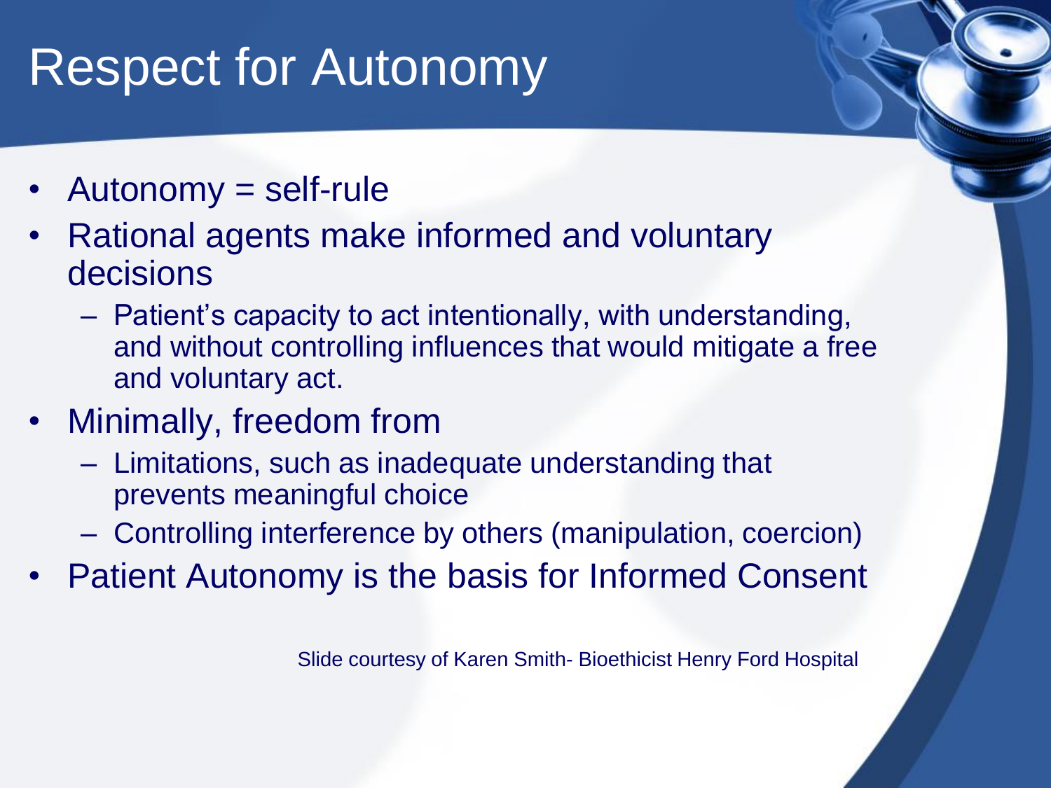# Respect for Autonomy

- Autonomy = self-rule
- Rational agents make informed and voluntary decisions
  - Patient's capacity to act intentionally, with understanding, and without controlling influences that would mitigate a free and voluntary act.
- Minimally, freedom from
  - Limitations, such as inadequate understanding that prevents meaningful choice
  - Controlling interference by others (manipulation, coercion)
- Patient Autonomy is the basis for Informed Consent

Slide courtesy of Karen Smith- Bioethicist Henry Ford Hospital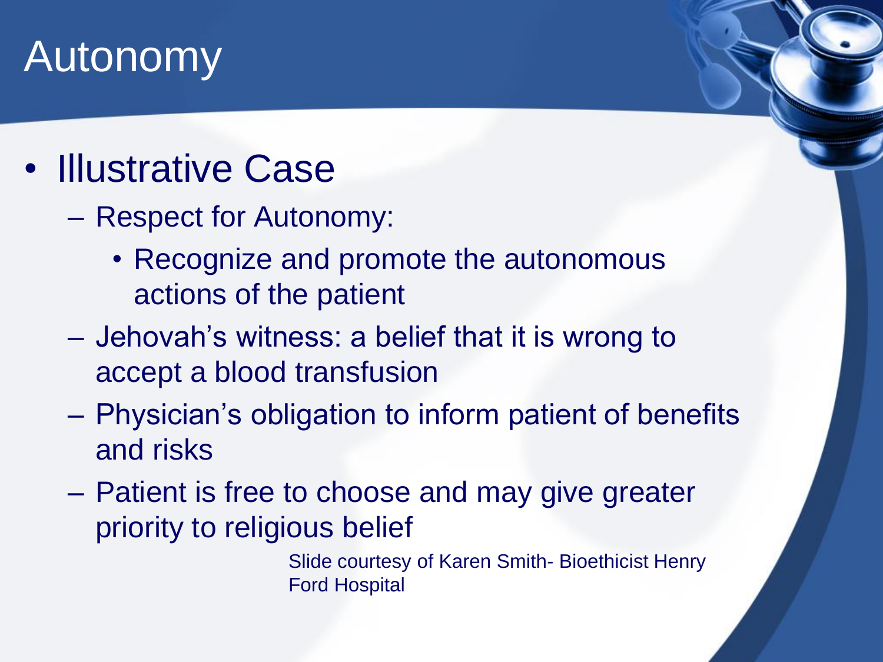# Autonomy

- Illustrative Case
  - Respect for Autonomy:
    - Recognize and promote the autonomous actions of the patient
  - Jehovah's witness: a belief that it is wrong to accept a blood transfusion
  - Physician's obligation to inform patient of benefits and risks
  - Patient is free to choose and may give greater priority to religious belief

Slide courtesy of Karen Smith- Bioethicist Henry Ford Hospital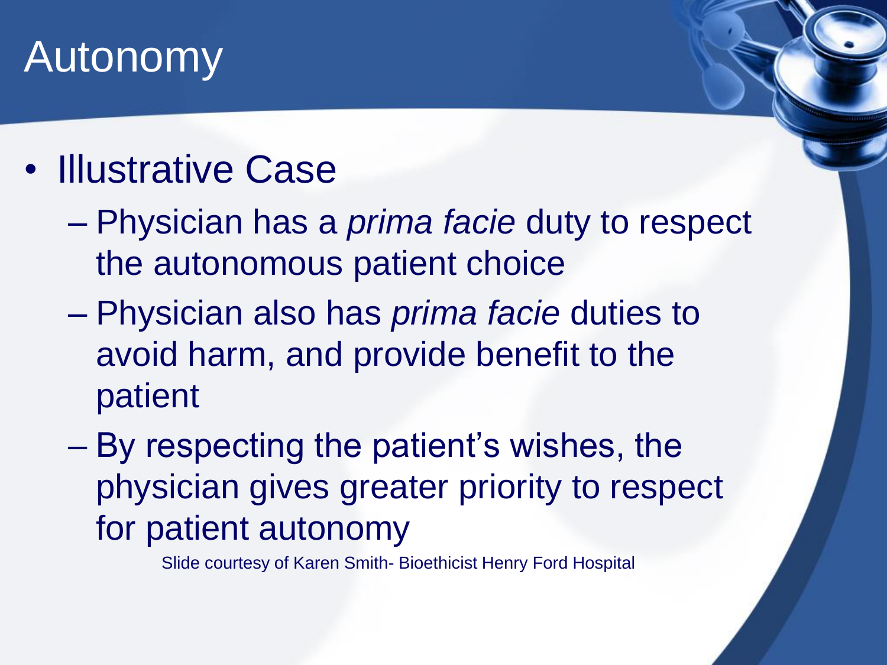# Autonomy

- Illustrative Case
  - Physician has a *prima facie* duty to respect the autonomous patient choice
  - Physician also has *prima facie* duties to avoid harm, and provide benefit to the patient
  - By respecting the patient's wishes, the physician gives greater priority to respect for patient autonomy

Slide courtesy of Karen Smith- Bioethicist Henry Ford Hospital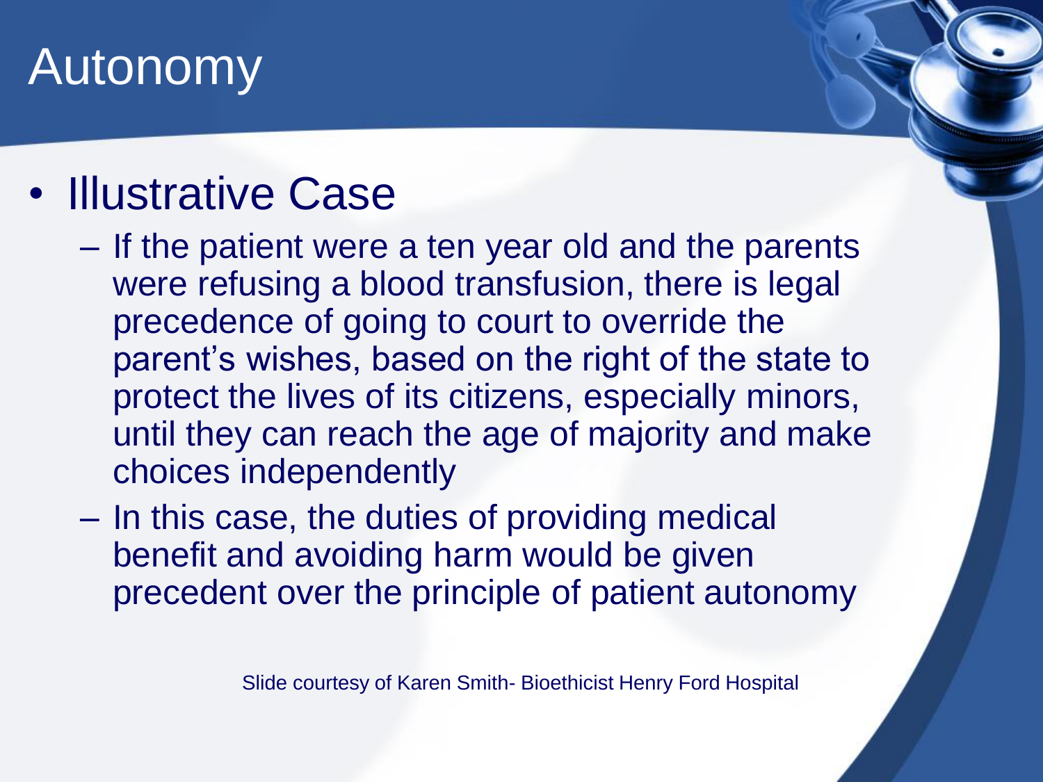# Autonomy

- Illustrative Case
  - If the patient were a ten year old and the parents were refusing a blood transfusion, there is legal precedence of going to court to override the parent's wishes, based on the right of the state to protect the lives of its citizens, especially minors, until they can reach the age of majority and make choices independently
  - In this case, the duties of providing medical benefit and avoiding harm would be given precedent over the principle of patient autonomy

Slide courtesy of Karen Smith- Bioethicist Henry Ford Hospital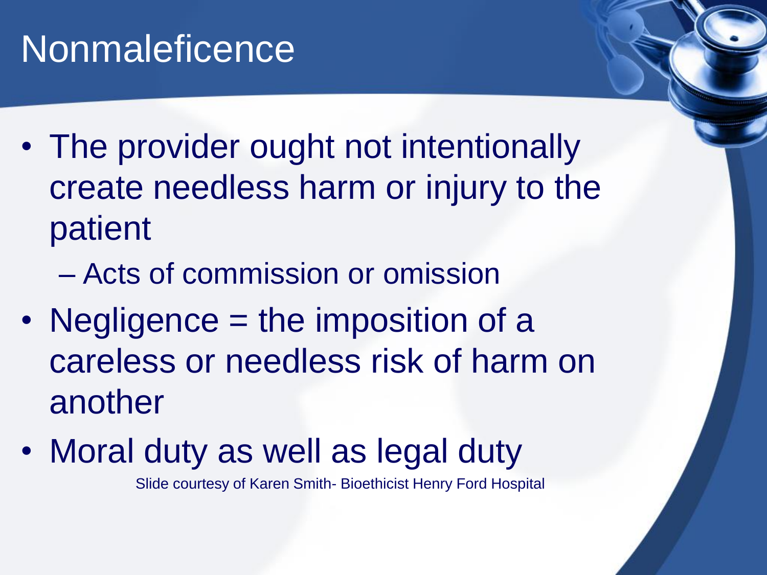# Nonmaleficence

- The provider ought not intentionally create needless harm or injury to the patient
  - Acts of commission or omission
- Negligence = the imposition of a careless or needless risk of harm on another
- Moral duty as well as legal duty

Slide courtesy of Karen Smith- Bioethicist Henry Ford Hospital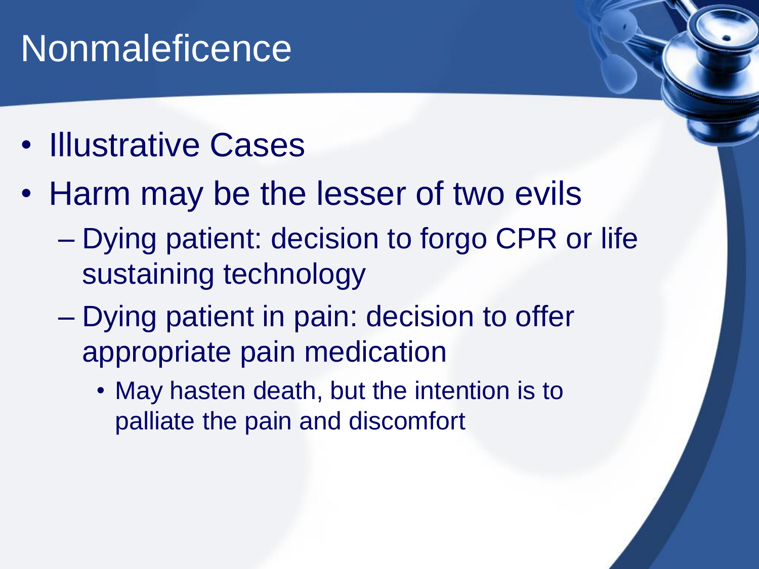# Nonmaleficence

- Illustrative Cases
- Harm may be the lesser of two evils
  - Dying patient: decision to forgo CPR or life sustaining technology
  - Dying patient in pain: decision to offer appropriate pain medication
    - May hasten death, but the intention is to palliate the pain and discomfort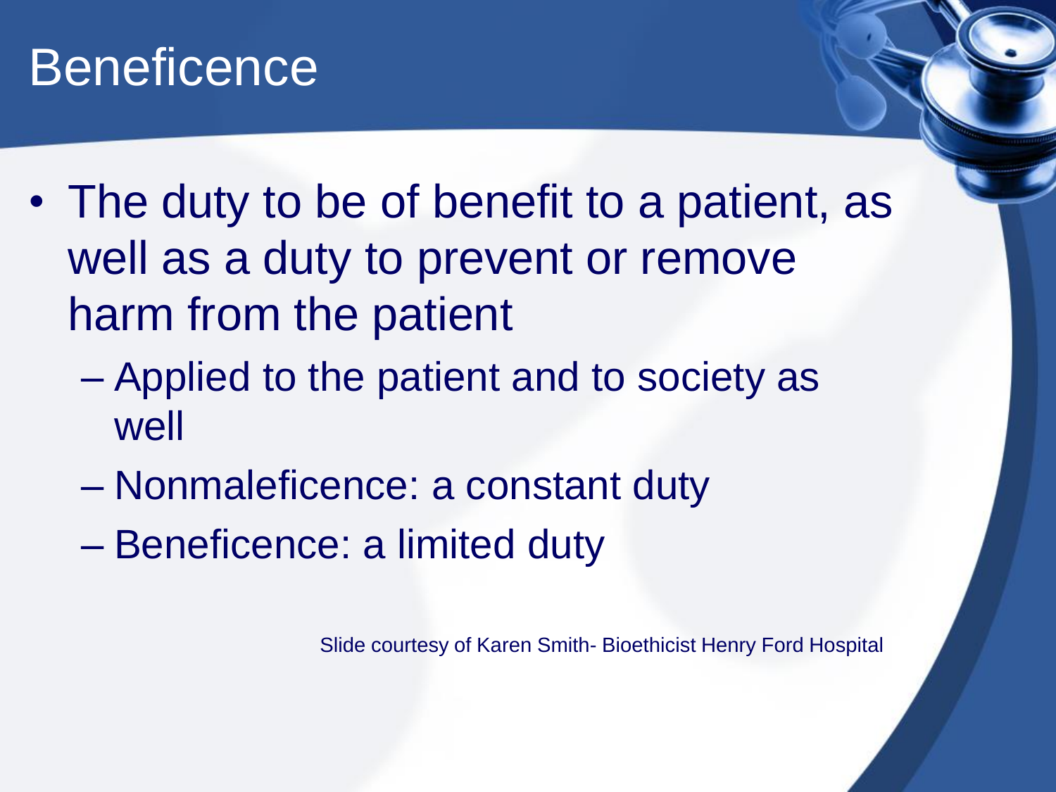# Beneficence

- The duty to be of benefit to a patient, as well as a duty to prevent or remove harm from the patient
  - Applied to the patient and to society as well
  - Nonmaleficence: a constant duty
  - Beneficence: a limited duty

Slide courtesy of Karen Smith- Bioethicist Henry Ford Hospital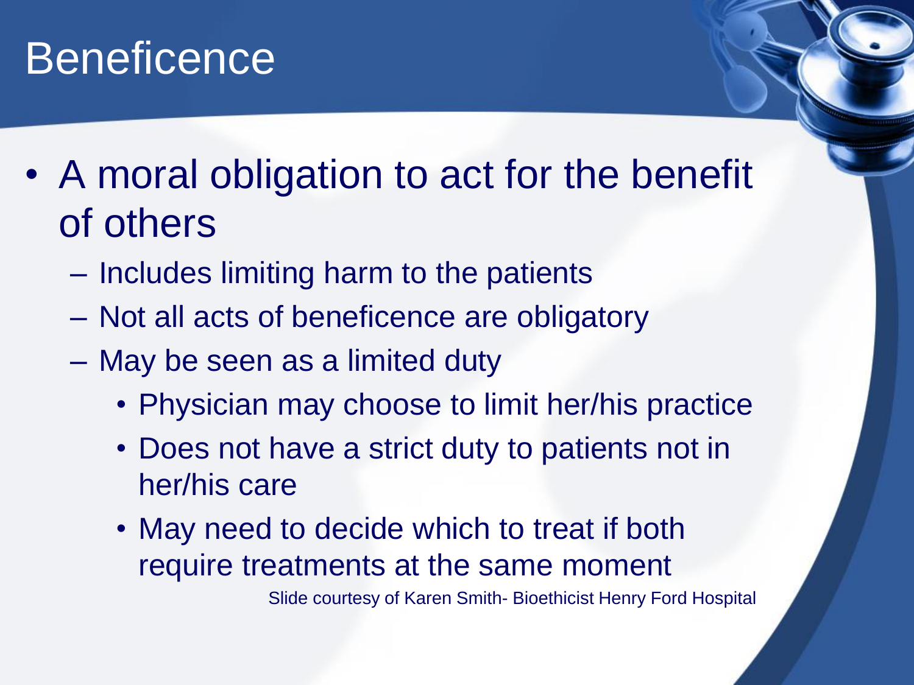# Beneficence

- A moral obligation to act for the benefit of others
  - Includes limiting harm to the patients
  - Not all acts of beneficence are obligatory
  - May be seen as a limited duty
    - Physician may choose to limit her/his practice
    - Does not have a strict duty to patients not in her/his care
    - May need to decide which to treat if both require treatments at the same moment

Slide courtesy of Karen Smith- Bioethicist Henry Ford Hospital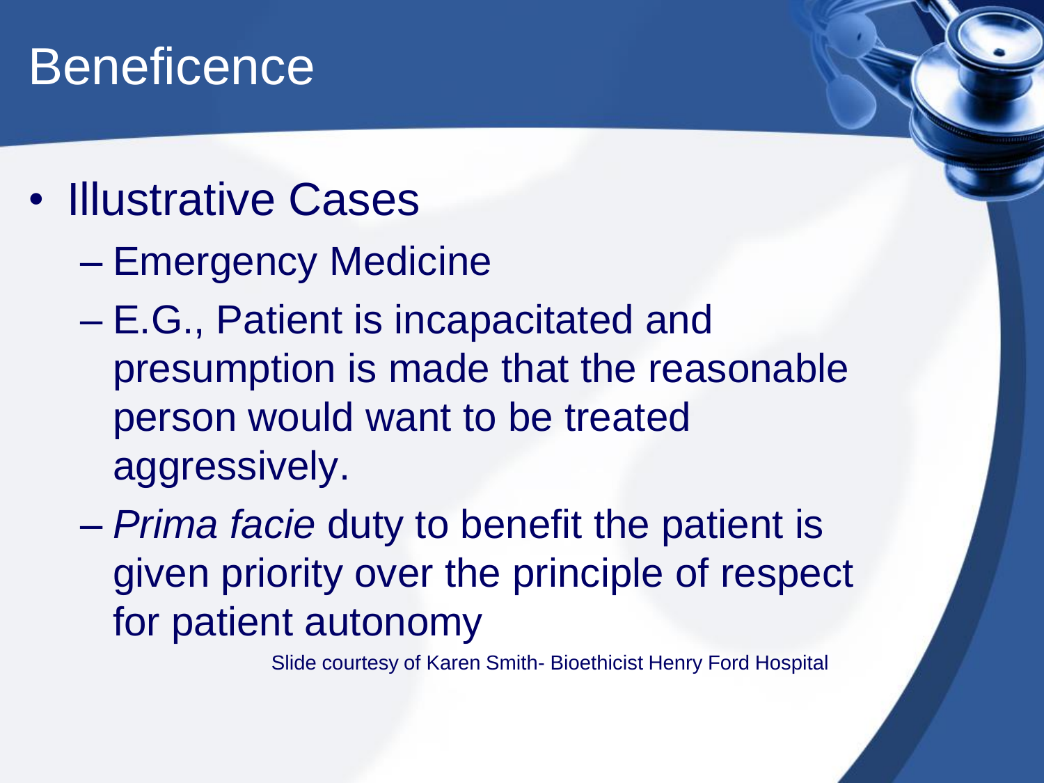# Beneficence

- Illustrative Cases
  - Emergency Medicine
  - E.G., Patient is incapacitated and presumption is made that the reasonable person would want to be treated aggressively.
  - *Prima facie* duty to benefit the patient is given priority over the principle of respect for patient autonomy

Slide courtesy of Karen Smith- Bioethicist Henry Ford Hospital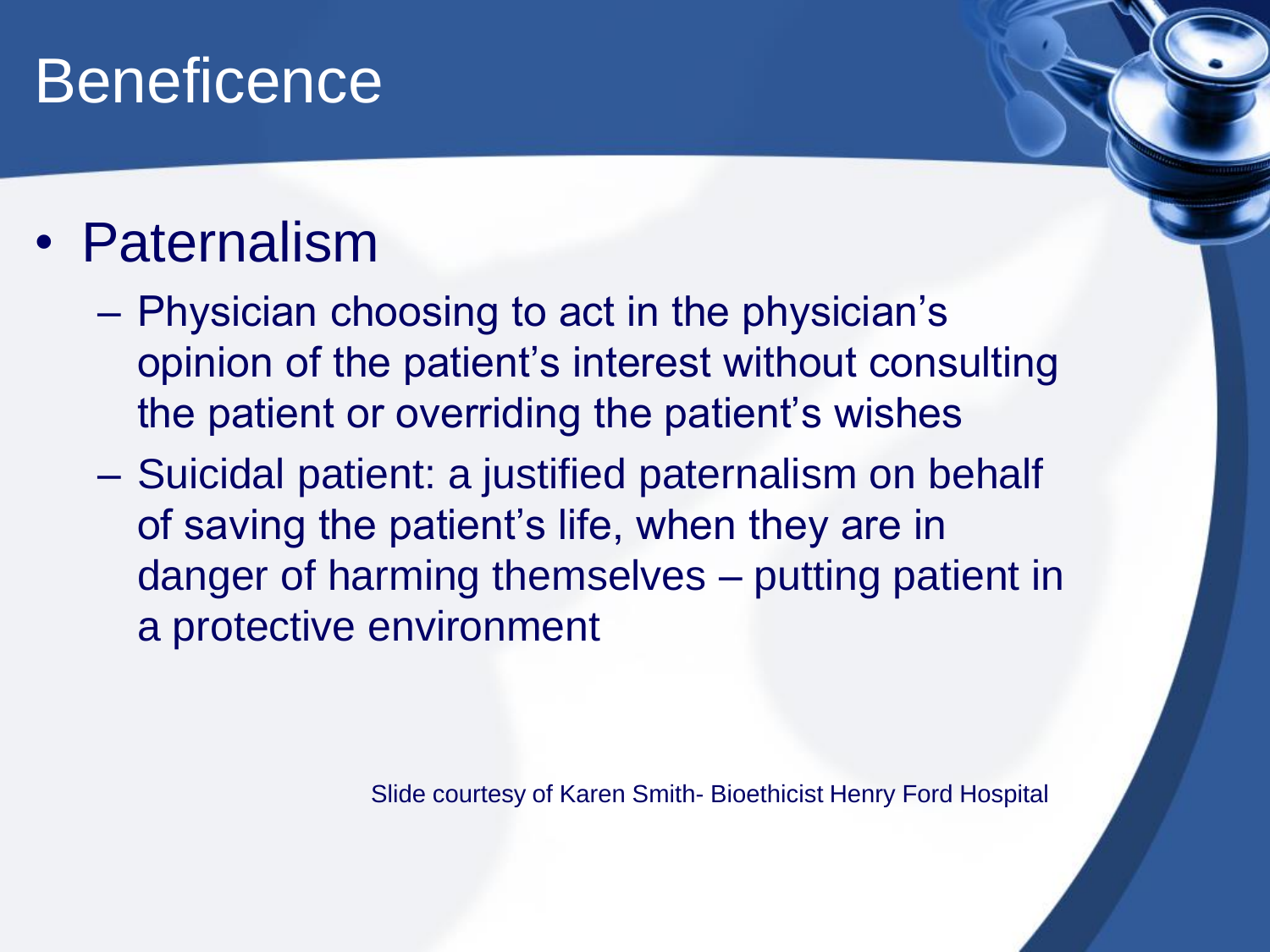# Beneficence

- Paternalism
  - Physician choosing to act in the physician's opinion of the patient's interest without consulting the patient or overriding the patient's wishes
  - Suicidal patient: a justified paternalism on behalf of saving the patient's life, when they are in danger of harming themselves – putting patient in a protective environment

Slide courtesy of Karen Smith- Bioethicist Henry Ford Hospital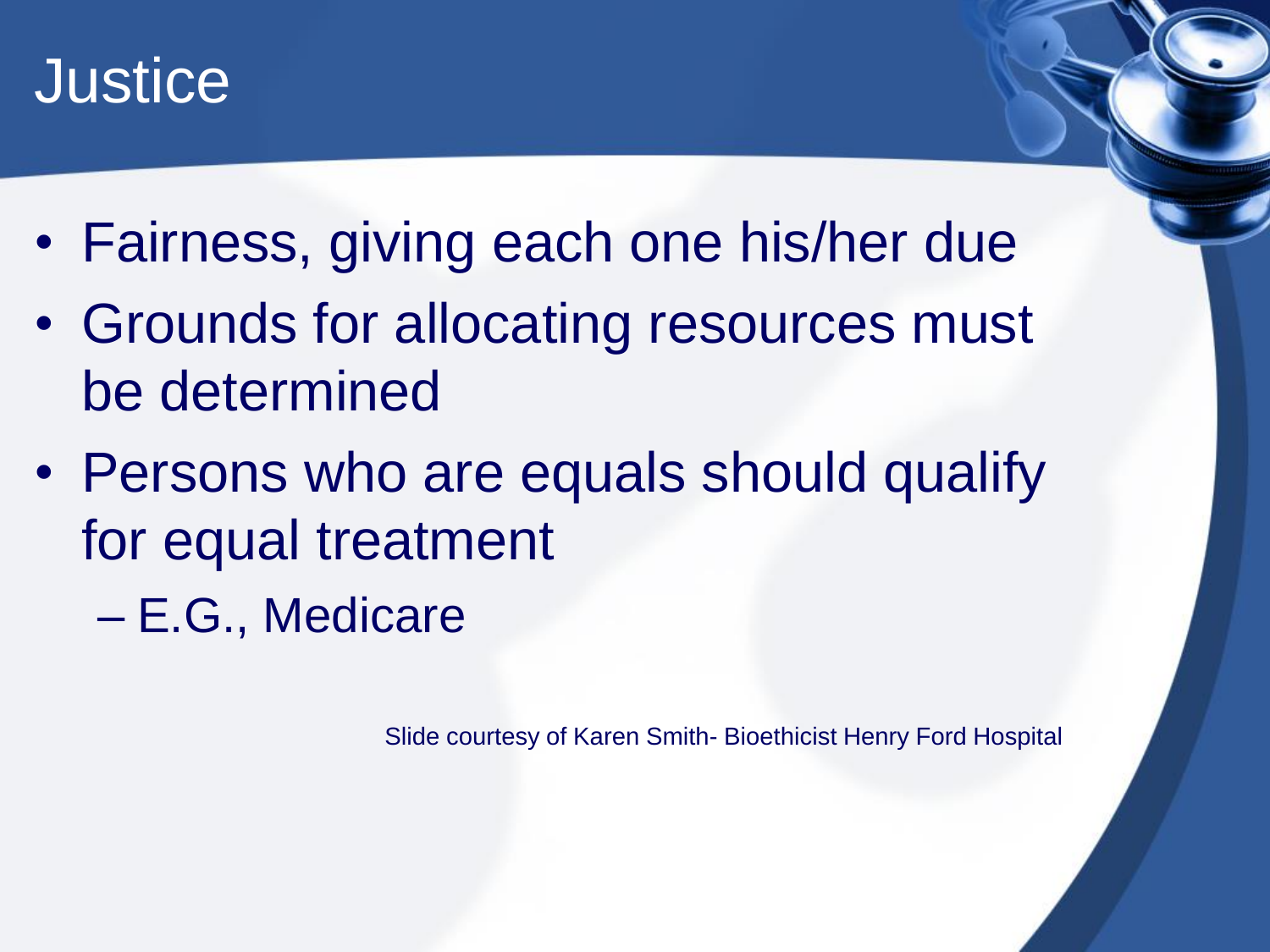# Justice

- Fairness, giving each one his/her due
- Grounds for allocating resources must be determined
- Persons who are equals should qualify for equal treatment
  - E.G., Medicare

Slide courtesy of Karen Smith- Bioethicist Henry Ford Hospital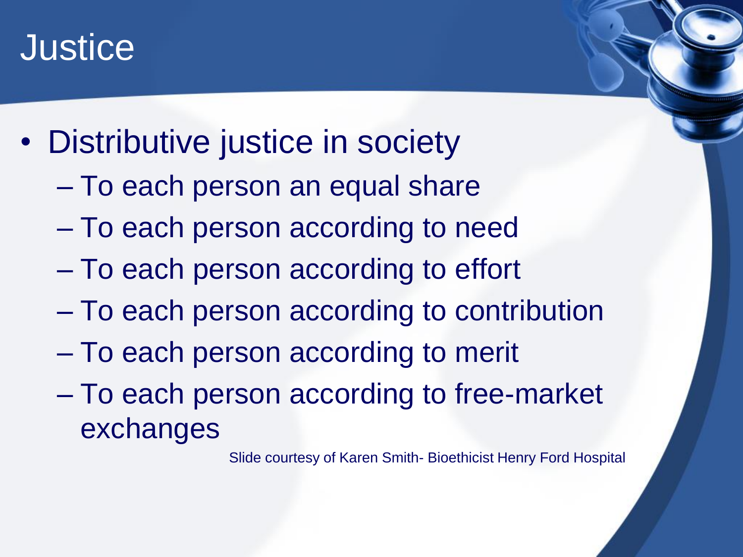# Justice

- Distributive justice in society
  - To each person an equal share
  - To each person according to need
  - To each person according to effort
  - To each person according to contribution
  - To each person according to merit
  - To each person according to free-market exchanges

Slide courtesy of Karen Smith- Bioethicist Henry Ford Hospital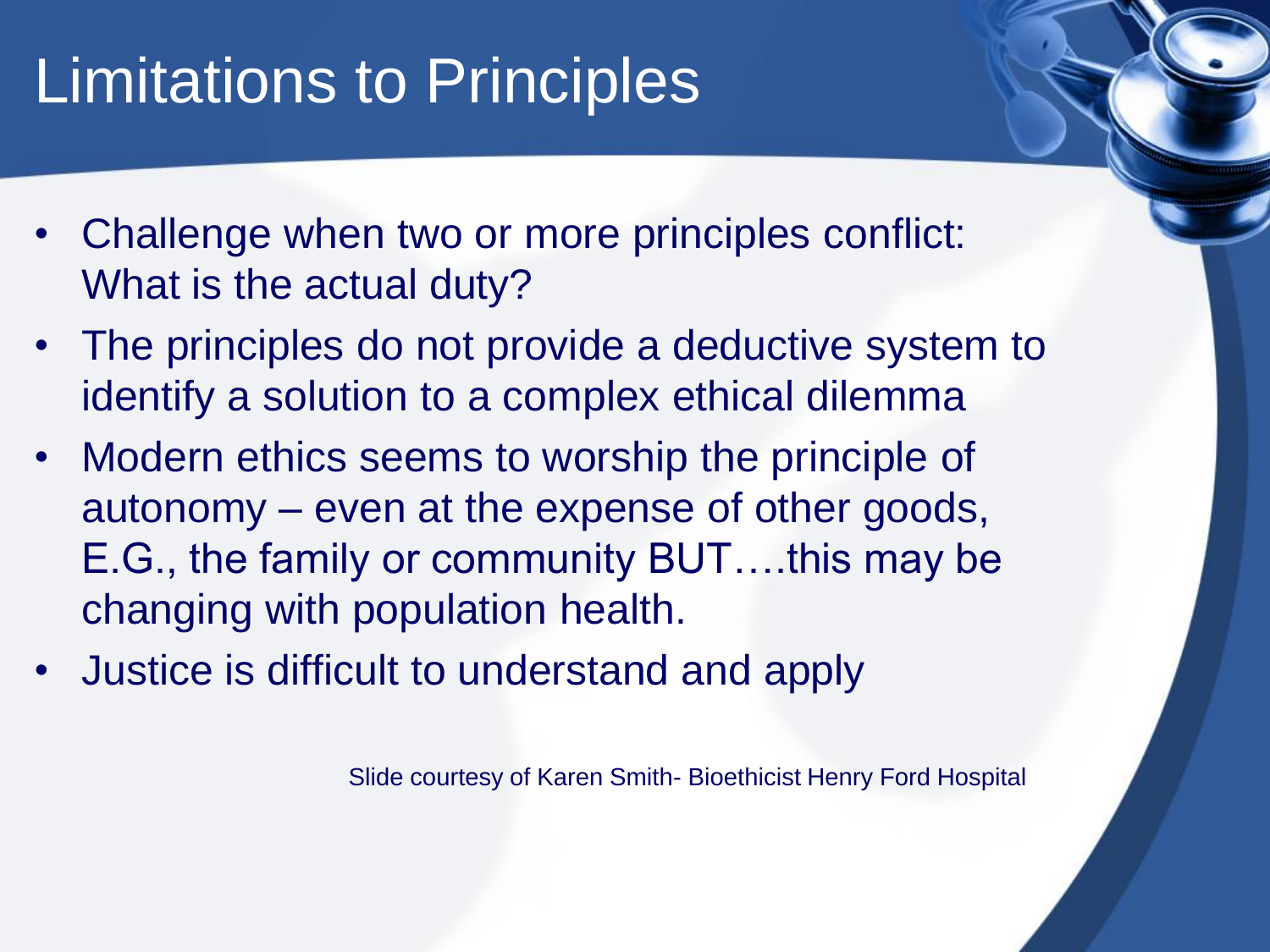# Limitations to Principles

- Challenge when two or more principles conflict: What is the actual duty?
- The principles do not provide a deductive system to identify a solution to a complex ethical dilemma
- Modern ethics seems to worship the principle of autonomy – even at the expense of other goods, E.G., the family or community BUT….this may be changing with population health.
- Justice is difficult to understand and apply

Slide courtesy of Karen Smith- Bioethicist Henry Ford Hospital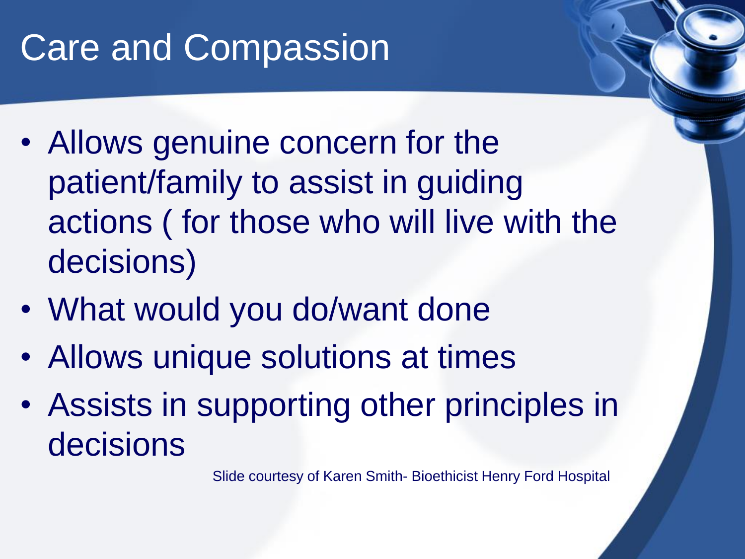# Care and Compassion

- Allows genuine concern for the patient/family to assist in guiding actions ( for those who will live with the decisions)
- What would you do/want done
- Allows unique solutions at times
- Assists in supporting other principles in decisions

Slide courtesy of Karen Smith- Bioethicist Henry Ford Hospital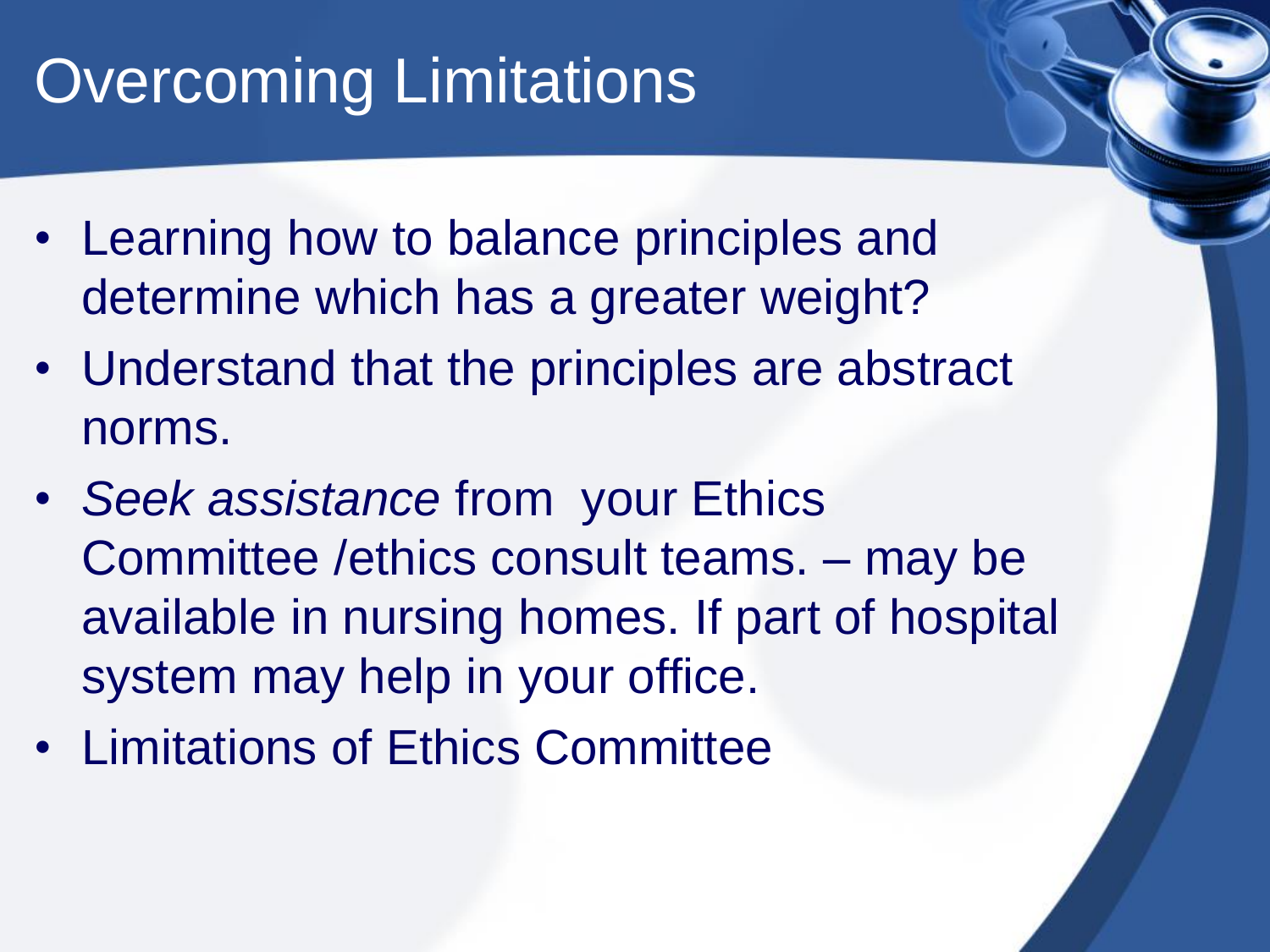# Overcoming Limitations

- Learning how to balance principles and determine which has a greater weight?
- Understand that the principles are abstract norms.
- *Seek assistance* from your Ethics Committee /ethics consult teams. – may be available in nursing homes. If part of hospital system may help in your office.
- Limitations of Ethics Committee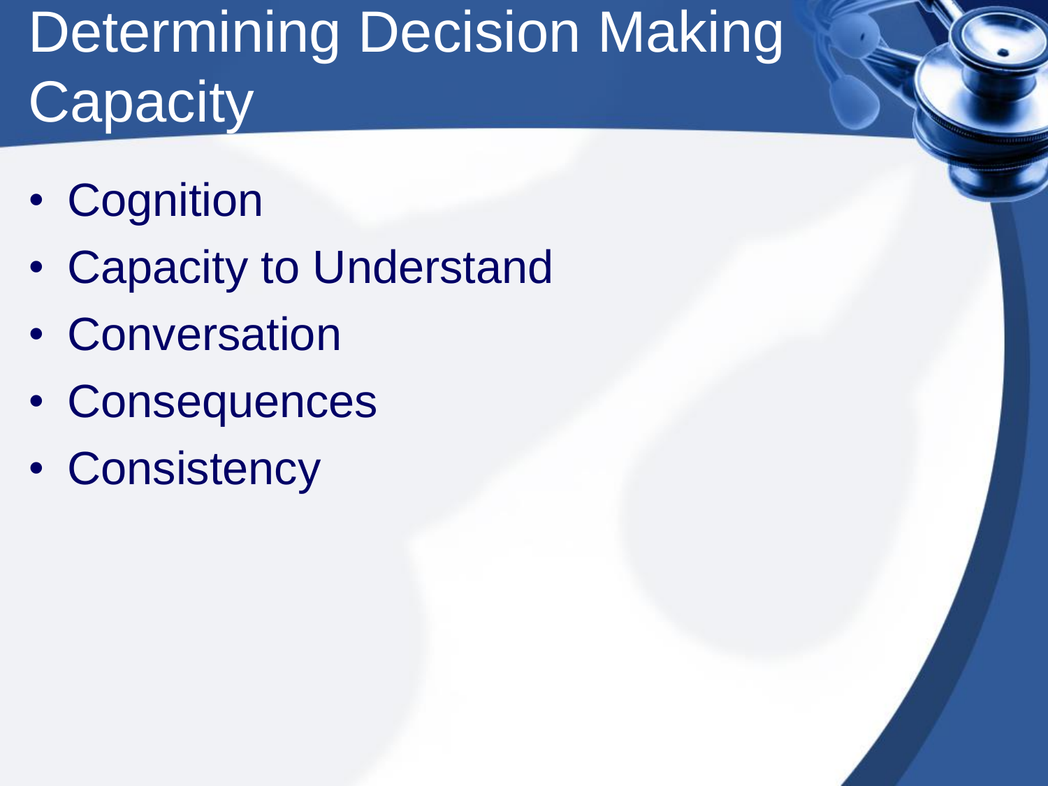# Determining Decision Making Capacity

- Cognition
- Capacity to Understand
- Conversation
- Consequences
- Consistency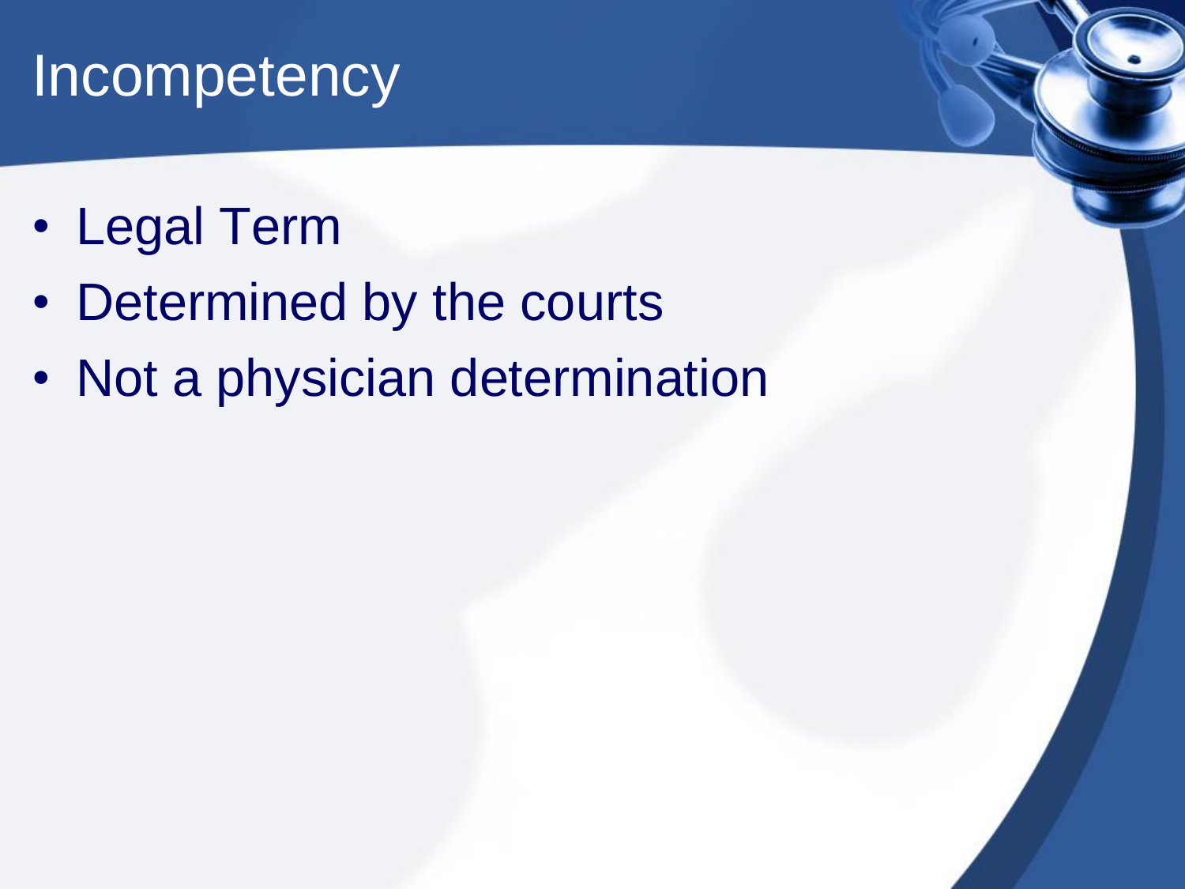# Incompetency

- Legal Term
- Determined by the courts
- Not a physician determination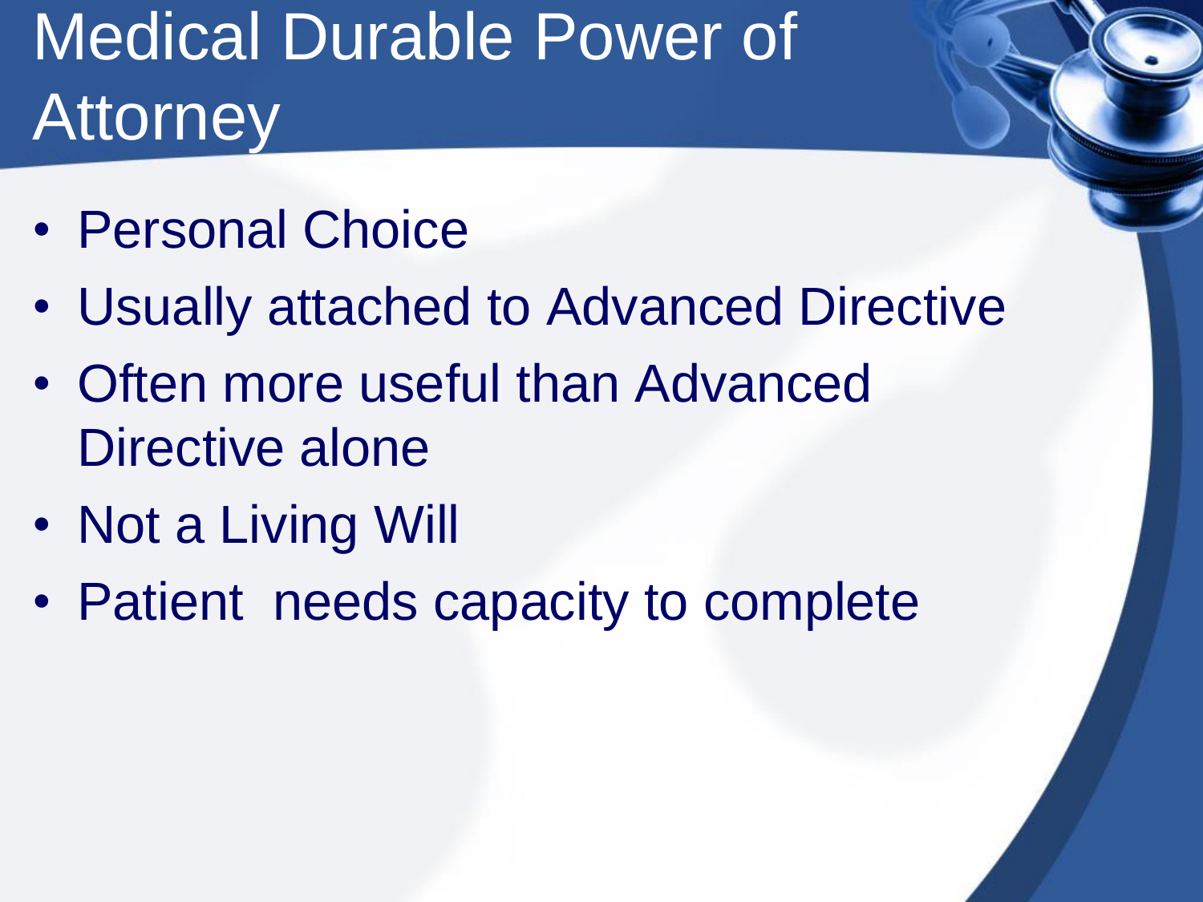# Medical Durable Power of Attorney

- Personal Choice
- Usually attached to Advanced Directive
- Often more useful than Advanced Directive alone
- Not a Living Will
- Patient needs capacity to complete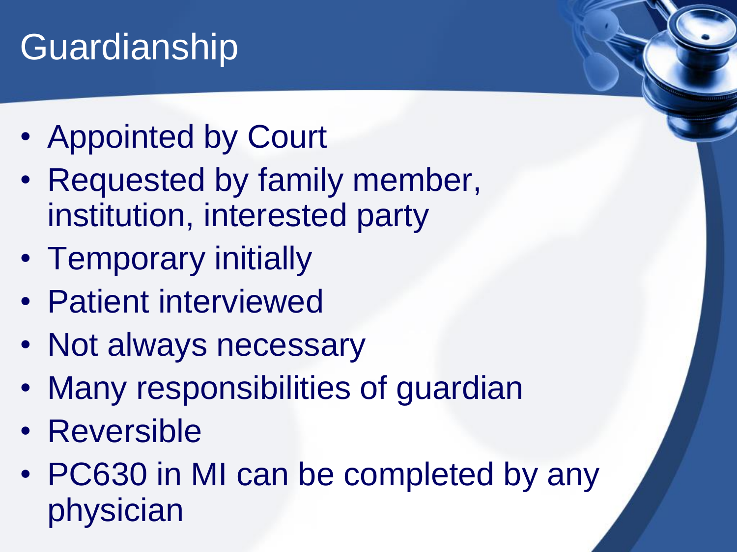# Guardianship

- Appointed by Court
- Requested by family member, institution, interested party
- Temporary initially
- Patient interviewed
- Not always necessary
- Many responsibilities of guardian
- Reversible
- PC630 in MI can be completed by any physician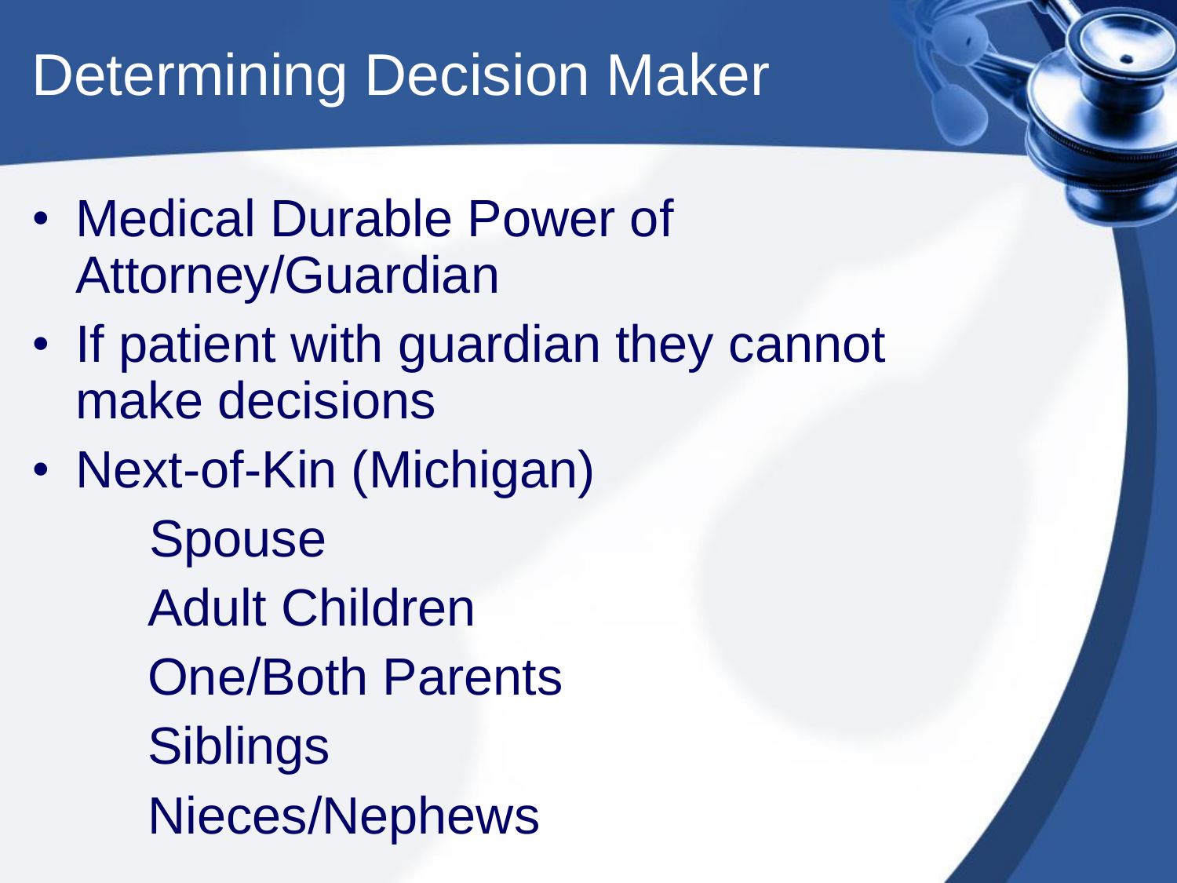# Determining Decision Maker

- Medical Durable Power of Attorney/Guardian
- If patient with guardian they cannot make decisions
- Next-of-Kin (Michigan)
  - Spouse
  - Adult Children
  - One/Both Parents
  - Siblings
  - Nieces/Nephews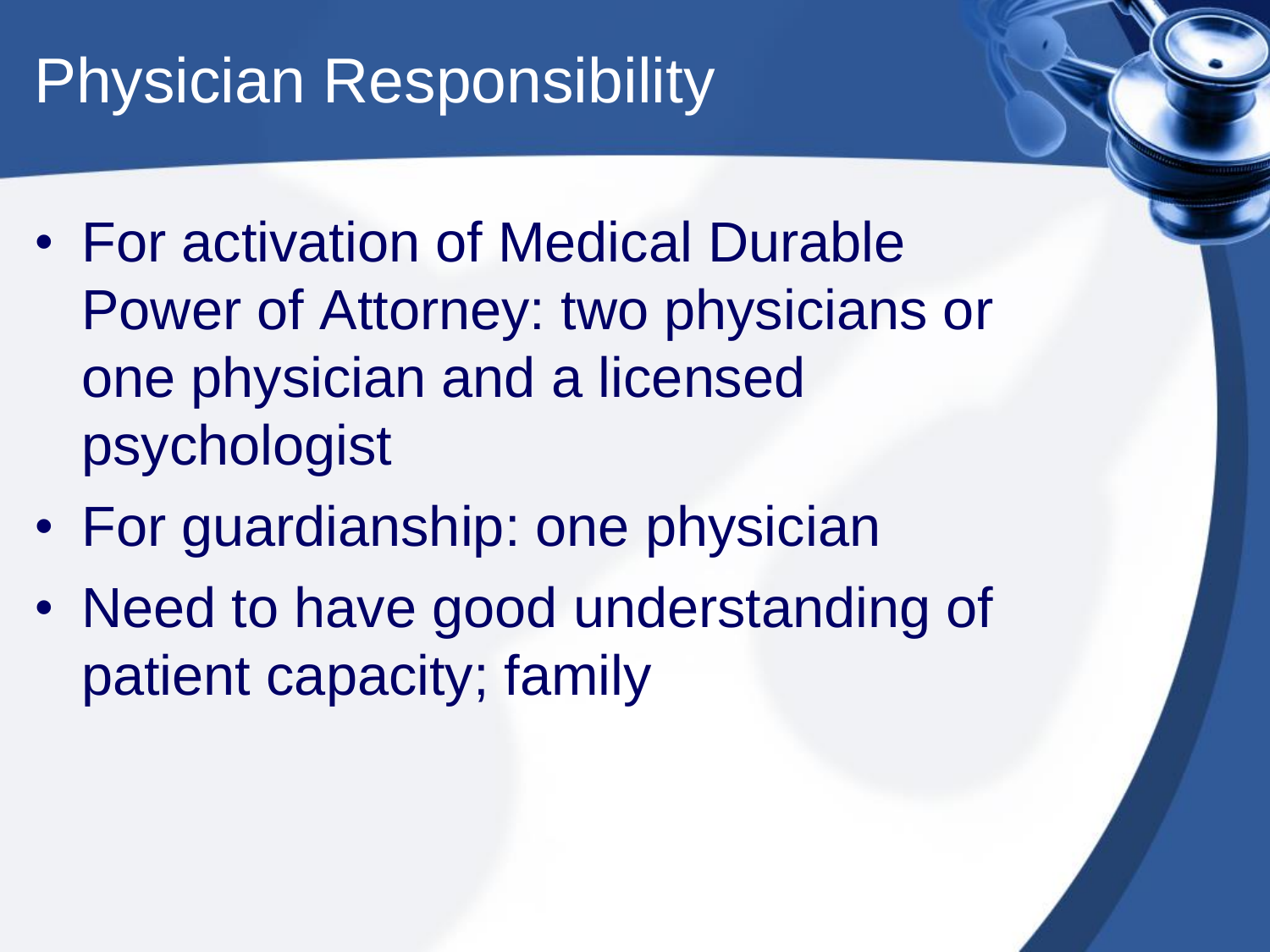# Physician Responsibility

- For activation of Medical Durable Power of Attorney: two physicians or one physician and a licensed psychologist
- For guardianship: one physician
- Need to have good understanding of patient capacity; family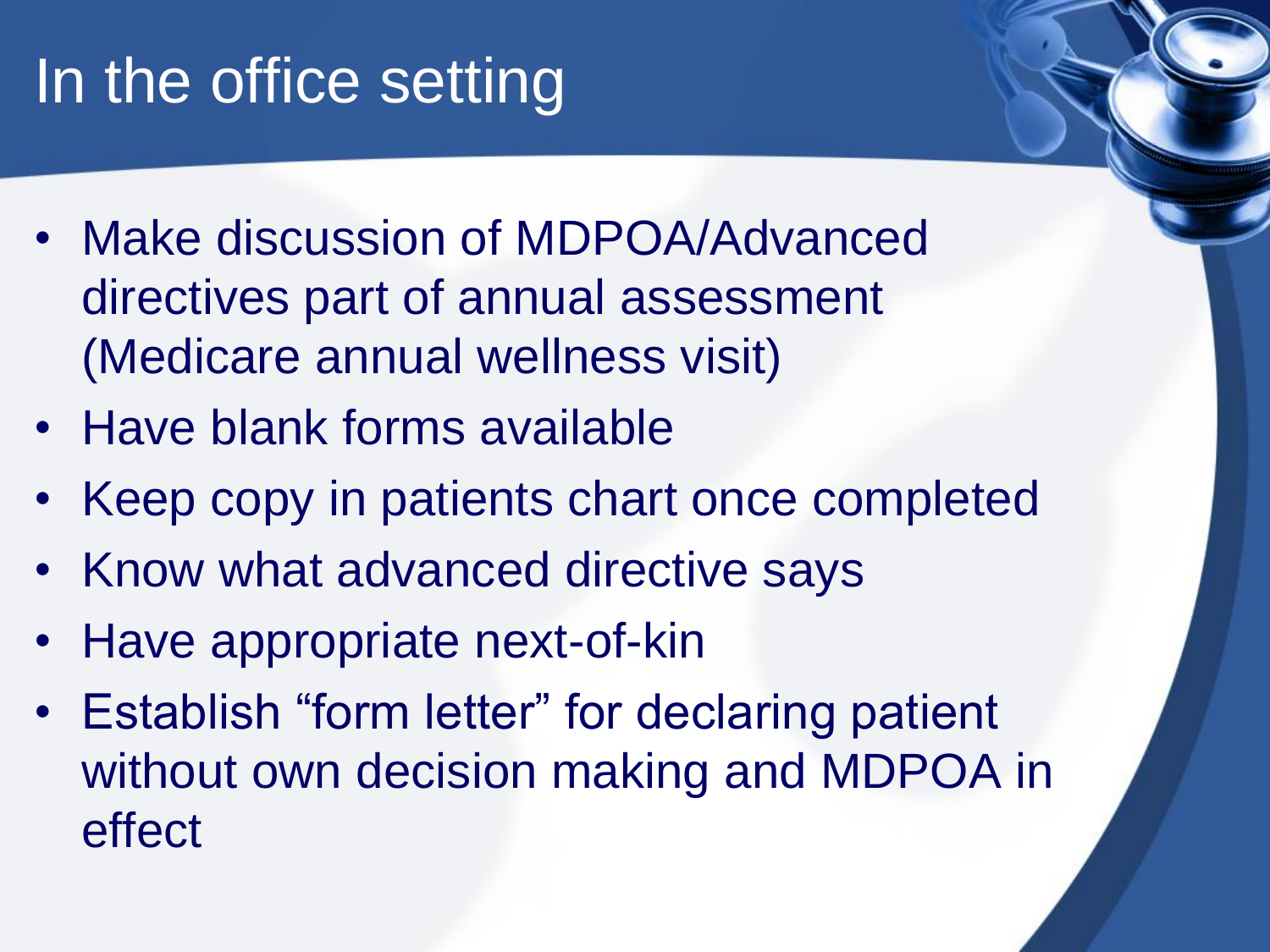# In the office setting

- Make discussion of MDPOA/Advanced directives part of annual assessment (Medicare annual wellness visit)
- Have blank forms available
- Keep copy in patients chart once completed
- Know what advanced directive says
- Have appropriate next-of-kin
- Establish "form letter" for declaring patient without own decision making and MDPOA in effect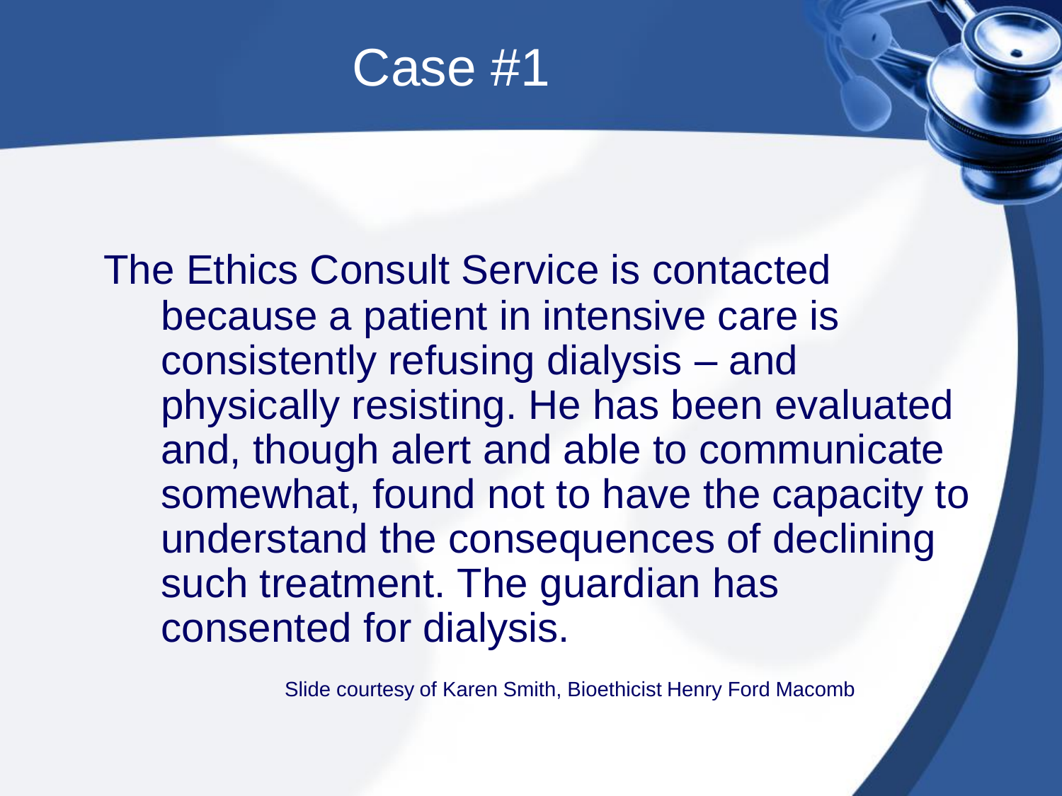# Case #1

The Ethics Consult Service is contacted because a patient in intensive care is consistently refusing dialysis – and physically resisting. He has been evaluated and, though alert and able to communicate somewhat, found not to have the capacity to understand the consequences of declining such treatment. The guardian has consented for dialysis.

Slide courtesy of Karen Smith, Bioethicist Henry Ford Macomb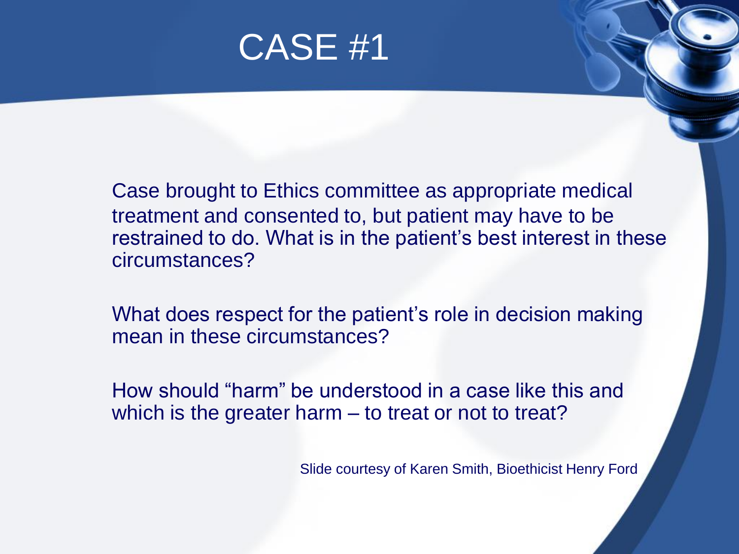# CASE #1

Case brought to Ethics committee as appropriate medical treatment and consented to, but patient may have to be restrained to do. What is in the patient's best interest in these circumstances?

What does respect for the patient's role in decision making mean in these circumstances?

How should "harm" be understood in a case like this and which is the greater harm – to treat or not to treat?

Slide courtesy of Karen Smith, Bioethicist Henry Ford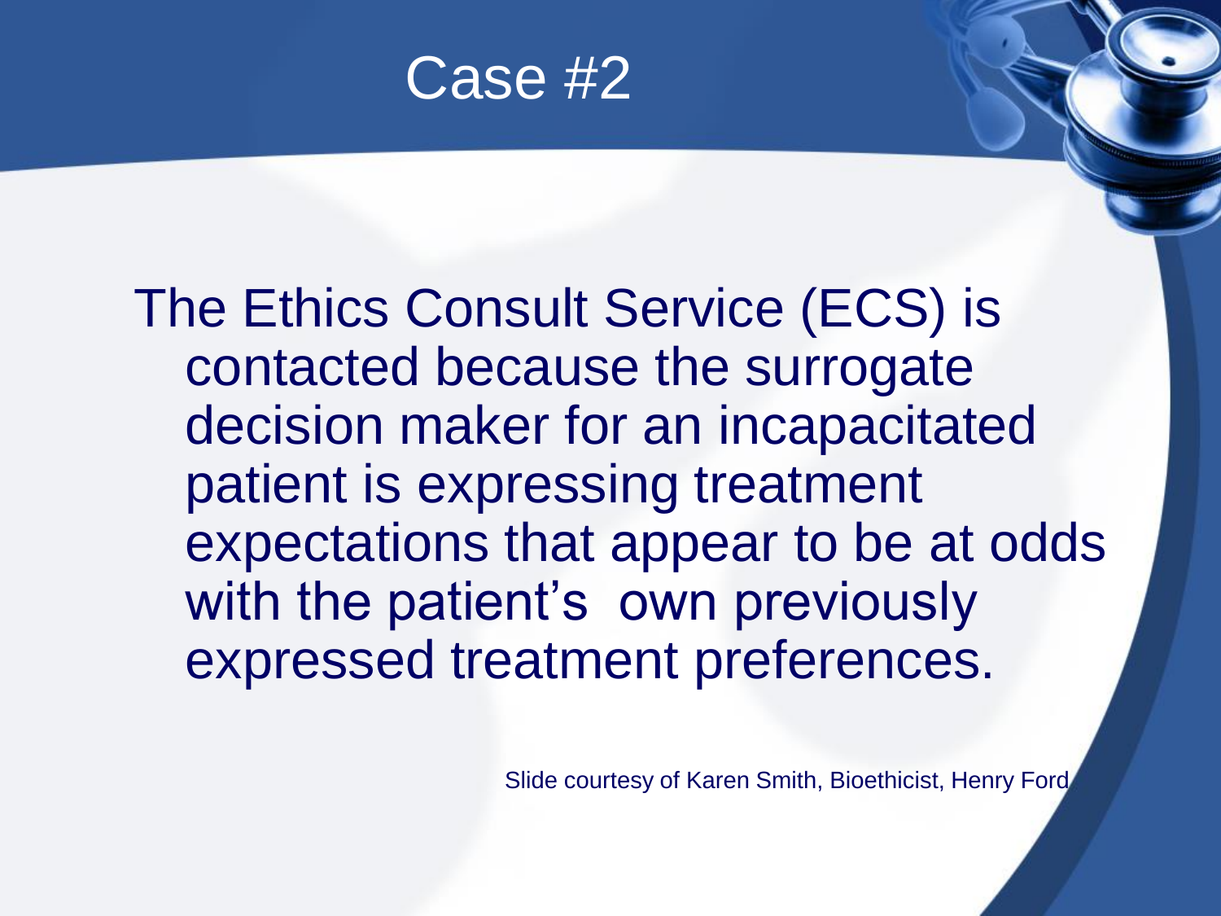# Case #2

The Ethics Consult Service (ECS) is contacted because the surrogate decision maker for an incapacitated patient is expressing treatment expectations that appear to be at odds with the patient's own previously expressed treatment preferences.

Slide courtesy of Karen Smith, Bioethicist, Henry Ford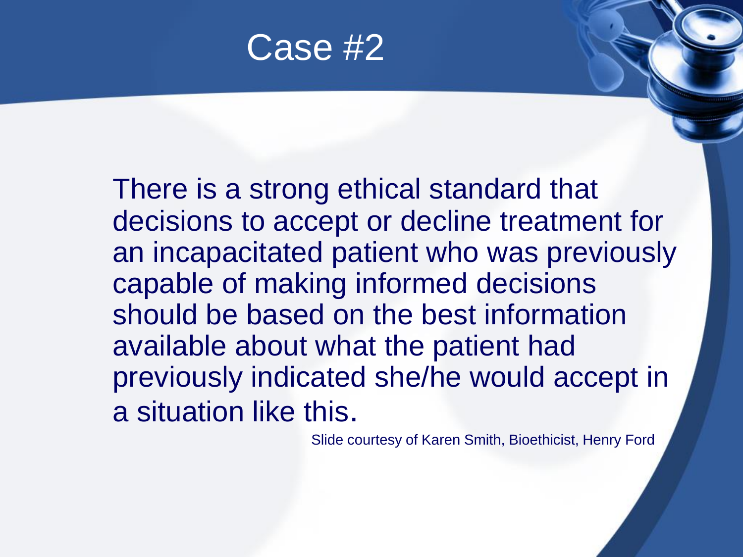# Case #2

There is a strong ethical standard that decisions to accept or decline treatment for an incapacitated patient who was previously capable of making informed decisions should be based on the best information available about what the patient had previously indicated she/he would accept in a situation like this.

Slide courtesy of Karen Smith, Bioethicist, Henry Ford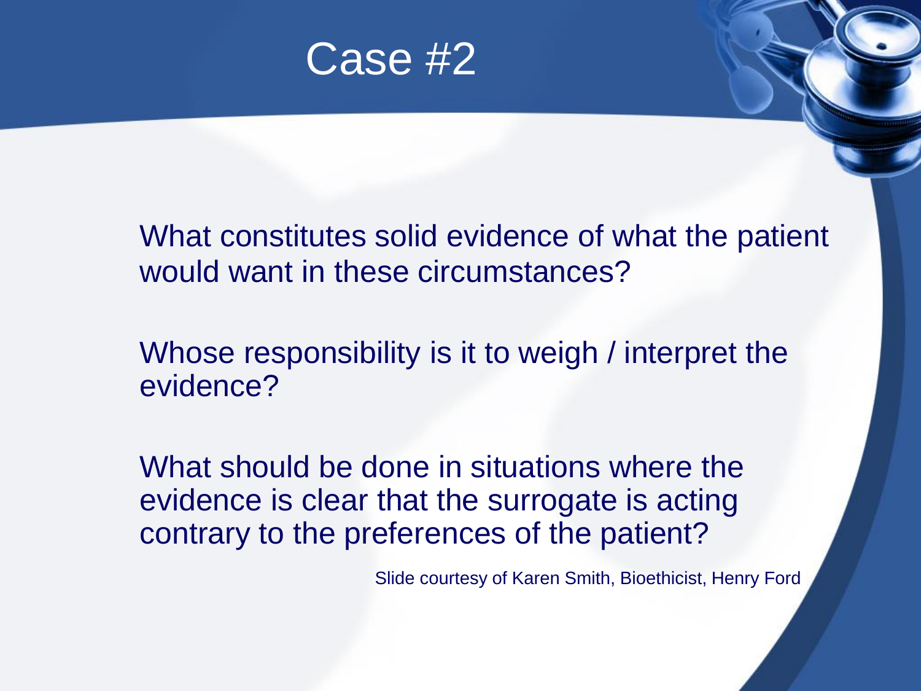# Case #2

What constitutes solid evidence of what the patient would want in these circumstances?

Whose responsibility is it to weigh / interpret the evidence?

What should be done in situations where the evidence is clear that the surrogate is acting contrary to the preferences of the patient?

Slide courtesy of Karen Smith, Bioethicist, Henry Ford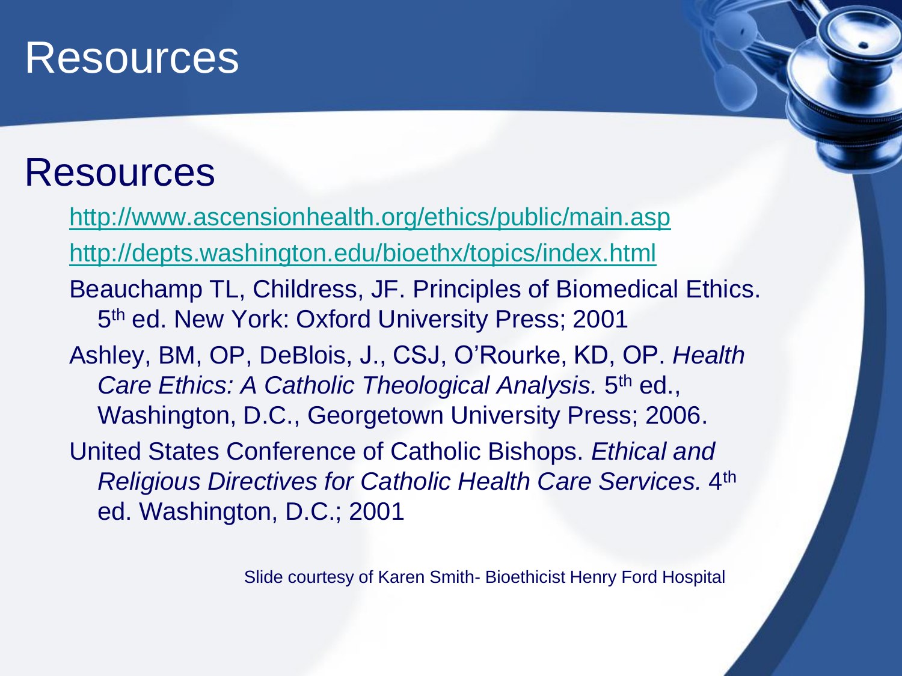# Resources

## Resources

http://www.ascensionhealth.org/ethics/public/main.asp

http://depts.washington.edu/bioethx/topics/index.html

Beauchamp TL, Childress, JF. Principles of Biomedical Ethics. 5th ed. New York: Oxford University Press; 2001

Ashley, BM, OP, DeBlois, J., CSJ, O'Rourke, KD, OP. *Health Care Ethics: A Catholic Theological Analysis.* 5th ed., Washington, D.C., Georgetown University Press; 2006.

United States Conference of Catholic Bishops. *Ethical and Religious Directives for Catholic Health Care Services.* 4th ed. Washington, D.C.; 2001

Slide courtesy of Karen Smith- Bioethicist Henry Ford Hospital